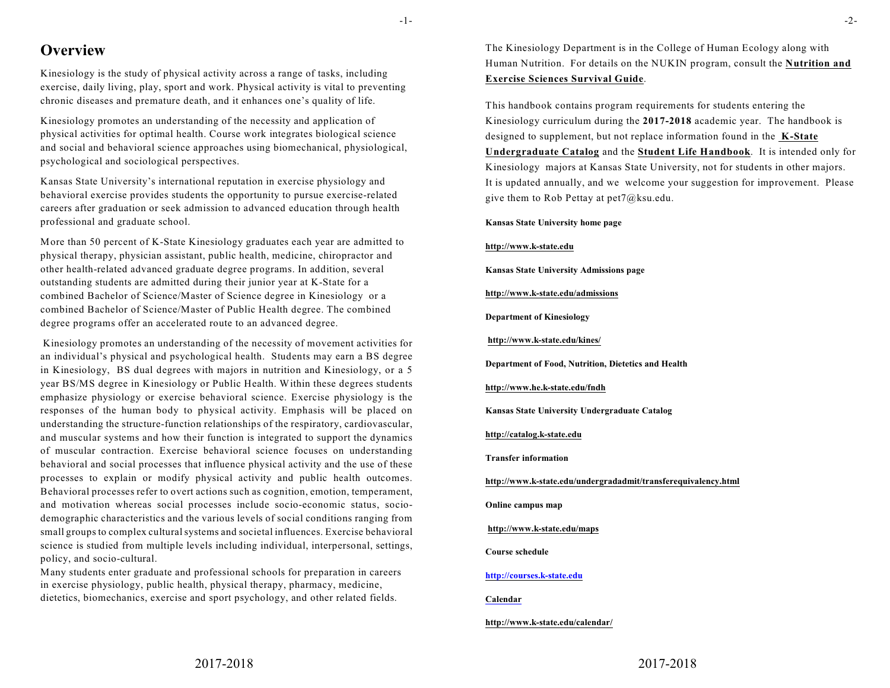# Overview

Kinesiology is the study of physical activity across a range of tasks, including exercise, daily living, play, sport and work. Physical activity is vital to preventing chronic diseases and premature death, and it enhances one's quality of life.

Kinesiology promotes an understanding of the necessity and application of physical activities for optimal health. Course work integrates biological science and social and behavioral science approaches using biomechanical, physiological, psychological and sociological perspectives.

Kansas State University's international reputation in exercise physiology and behavioral exercise provides students the opportunity to pursue exercise-related careers after graduation or seek admission to advanced education through health professional and graduate school.

More than 50 percent of K-State Kinesiology graduates each year are admitted to physical therapy, physician assistant, public health, medicine, chiropractor and other health-related advanced graduate degree programs. In addition, several outstanding students are admitted during their junior year at K-State for a combined Bachelor of Science/Master of Science degree in Kinesiology or a combined Bachelor of Science/Master of Public Health degree. The combined degree programs offer an accelerated route to an advanced degree.

Kinesiology promotes an understanding of the necessity of movement activities for an individual's physical and psychological health. Students may earn a BS degree in Kinesiology, BS dual degrees with majors in nutrition and Kinesiology, or a 5 year BS/MS degree in Kinesiology or Public Health. Within these degrees students emphasize physiology or exercise behavioral science. Exercise physiology is the responses of the human body to physical activity. Emphasis will be placed on understanding the structure-function relationships of the respiratory, cardiovascular, and muscular systems and how their function is integrated to support the dynamics of muscular contraction. Exercise behavioral science focuses on understanding behavioral and social processes that influence physical activity and the use of these processes to explain or modify physical activity and public health outcomes. Behavioral processes refer to overt actions such as cognition, emotion, temperament, and motivation whereas social processes include socio-economic status, socio-demographic characteristics and the various levels of social conditions ranging from small groups to complex cultural systems and societal influences. Exercise behavioral science is studied from multiple levels including individual, interpersonal, settings, policy, and socio-cultural.

Many students enter graduate and professional schools for preparation in careers in exercise physiology, public health, physical therapy, pharmacy, medicine, dietetics, biomechanics, exercise and sport psychology, and other related fields.

The Kinesiology Department is in the College of Human Ecology along with Human Nutrition. For details on the NUKIN program, consult the **Nutrition and Exercise Sciences Survival Guide**.

This handbook contains program requirements for students entering the Kinesiology curriculum during the **2017-2018** academic year. The handbook is designed to supplement, but not replace information found in the **K-State Undergraduate Catalog** and the **Student Life Handbook**. It is intended only for Kinesiology majors at Kansas State University, not for students in other majors. It is updated annually, and we welcome your suggestion for improvement. Please give them to Rob Pettay at pet7@ksu.edu.

**Kansas State University home page**

**http://www.k-state.edu**

**Kansas State University Admissions page**

**http://www.k-state.edu/admissions**

**Department of Kinesiology**

**http://www.k-state.edu/kines/**

**Department of Food, Nutrition, Dietetics and Health**

**http://www.he.k-state.edu/fndh**

**Kansas State University Undergraduate Catalog**

**http://catalog.k-state.edu**

**Transfer information**

**http://www.k-state.edu/undergradadmit/transferequivalency.html**

**Online campus map**

**http://www.k-state.edu/maps**

**Course schedule**

**http://courses.k-state.edu**

**Calendar**

**http://www.k-state.edu/calendar/**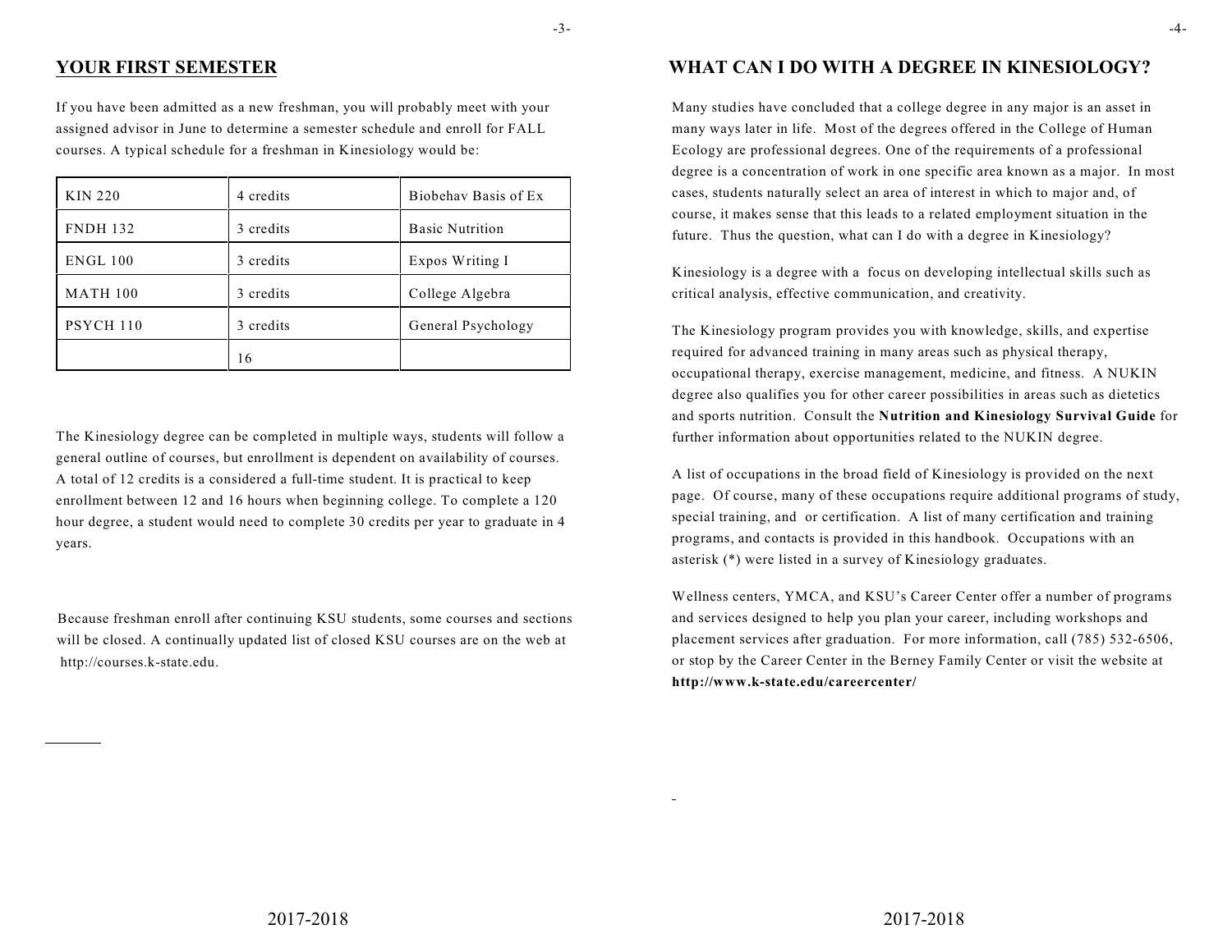## YOUR FIRST SEMESTER

If you have been admitted as a new freshman, you will probably meet with your assigned advisor in June to determine a semester schedule and enroll for FALL courses. A typical schedule for a freshman in Kinesiology would be:

| KIN 220 | 4 credits | Biobehav Basis of Ex |
|---|---|---|
| FNDH 132 | 3 credits | Basic Nutrition |
| ENGL 100 | 3 credits | Expos Writing I |
| MATH 100 | 3 credits | College Algebra |
| PSYCH 110 | 3 credits | General Psychology |
| | 16 | |

The Kinesiology degree can be completed in multiple ways, students will follow a general outline of courses, but enrollment is dependent on availability of courses. A total of 12 credits is a considered a full-time student. It is practical to keep enrollment between 12 and 16 hours when beginning college. To complete a 120 hour degree, a student would need to complete 30 credits per year to graduate in 4 years.

Because freshman enroll after continuing KSU students, some courses and sections will be closed. A continually updated list of closed KSU courses are on the web at http://courses.k-state.edu.

## WHAT CAN I DO WITH A DEGREE IN KINESIOLOGY?

Many studies have concluded that a college degree in any major is an asset in many ways later in life. Most of the degrees offered in the College of Human Ecology are professional degrees. One of the requirements of a professional degree is a concentration of work in one specific area known as a major. In most cases, students naturally select an area of interest in which to major and, of course, it makes sense that this leads to a related employment situation in the future. Thus the question, what can I do with a degree in Kinesiology?

Kinesiology is a degree with a focus on developing intellectual skills such as critical analysis, effective communication, and creativity.

The Kinesiology program provides you with knowledge, skills, and expertise required for advanced training in many areas such as physical therapy, occupational therapy, exercise management, medicine, and fitness. A NUKIN degree also qualifies you for other career possibilities in areas such as dietetics and sports nutrition. Consult the **Nutrition and Kinesiology Survival Guide** for further information about opportunities related to the NUKIN degree.

A list of occupations in the broad field of Kinesiology is provided on the next page. Of course, many of these occupations require additional programs of study, special training, and or certification. A list of many certification and training programs, and contacts is provided in this handbook. Occupations with an asterisk (*) were listed in a survey of Kinesiology graduates.

Wellness centers, YMCA, and KSU's Career Center offer a number of programs and services designed to help you plan your career, including workshops and placement services after graduation. For more information, call (785) 532-6506, or stop by the Career Center in the Berney Family Center or visit the website at **http://www.k-state.edu/careercenter/**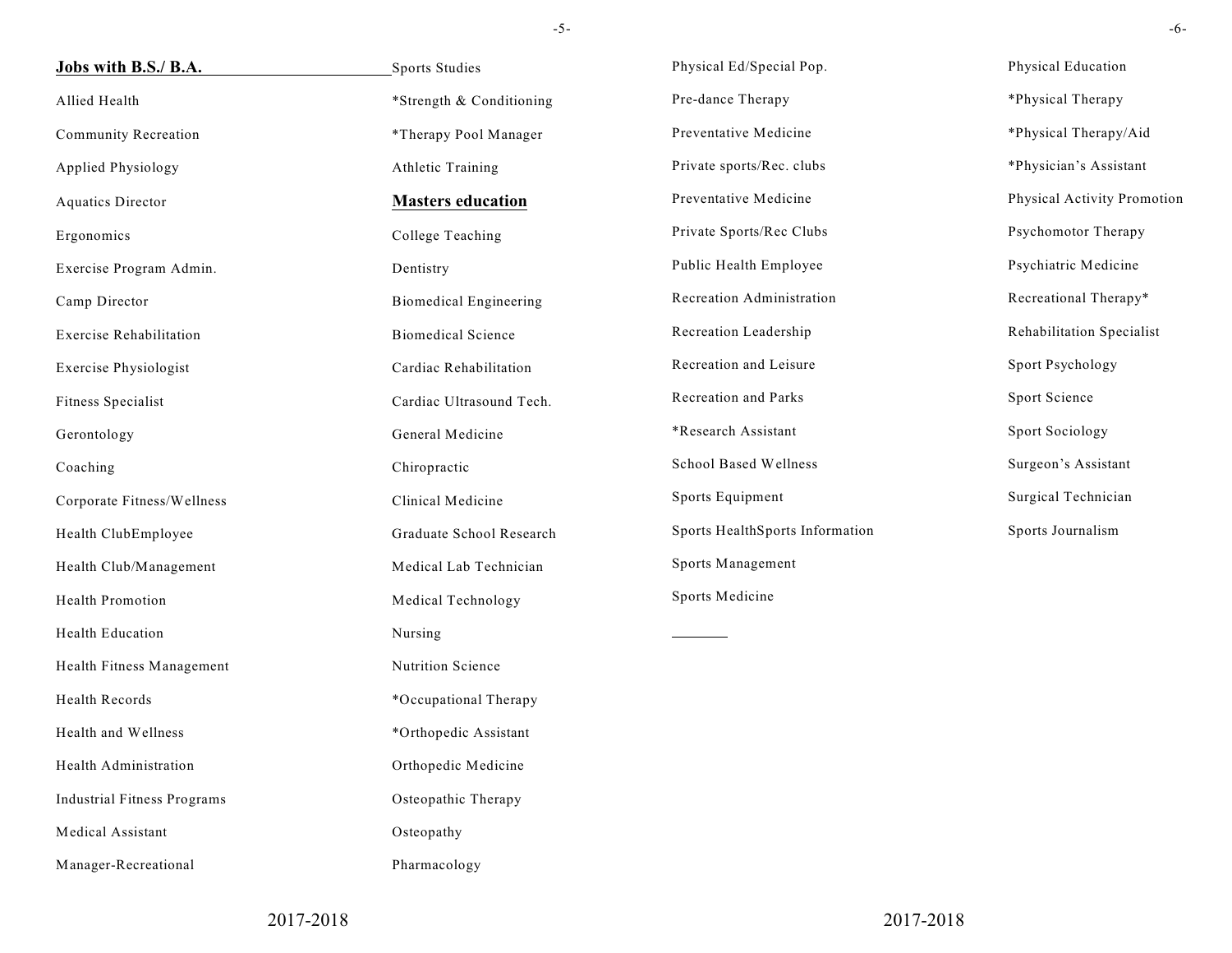**Jobs with B.S./ B.A.**

Allied Health

Community Recreation

Applied Physiology

Aquatics Director

Ergonomics

Exercise Program Admin.

Camp Director

Exercise Rehabilitation

Exercise Physiologist

Fitness Specialist

Gerontology

Coaching

Corporate Fitness/Wellness

Health ClubEmployee

Health Club/Management

Health Promotion

Health Education

Health Fitness Management

Health Records

Health and Wellness

Health Administration

Industrial Fitness Programs

Medical Assistant

Manager-Recreational

Sports Studies

*Strength & Conditioning

*Therapy Pool Manager

Athletic Training

**Masters education**

College Teaching

Dentistry

Biomedical Engineering

Biomedical Science

Cardiac Rehabilitation

Cardiac Ultrasound Tech.

General Medicine

Chiropractic

Clinical Medicine

Graduate School Research

Medical Lab Technician

Medical Technology

Nursing

Nutrition Science

*Occupational Therapy

*Orthopedic Assistant

Orthopedic Medicine

Osteopathic Therapy

Osteopathy

Pharmacology

Physical Ed/Special Pop.

Pre-dance Therapy

Preventative Medicine

Private sports/Rec. clubs

Preventative Medicine

Private Sports/Rec Clubs

Public Health Employee

Recreation Administration

Recreation Leadership

Recreation and Leisure

Recreation and Parks

*Research Assistant

School Based Wellness

Sports Equipment

Sports HealthSports Information

Sports Management

Sports Medicine

Physical Education

*Physical Therapy

*Physical Therapy/Aid

*Physician's Assistant

Physical Activity Promotion

Psychomotor Therapy

Psychiatric Medicine

Recreational Therapy*

Rehabilitation Specialist

Sport Psychology

Sport Science

Sport Sociology

Surgeon's Assistant

Surgical Technician

Sports Journalism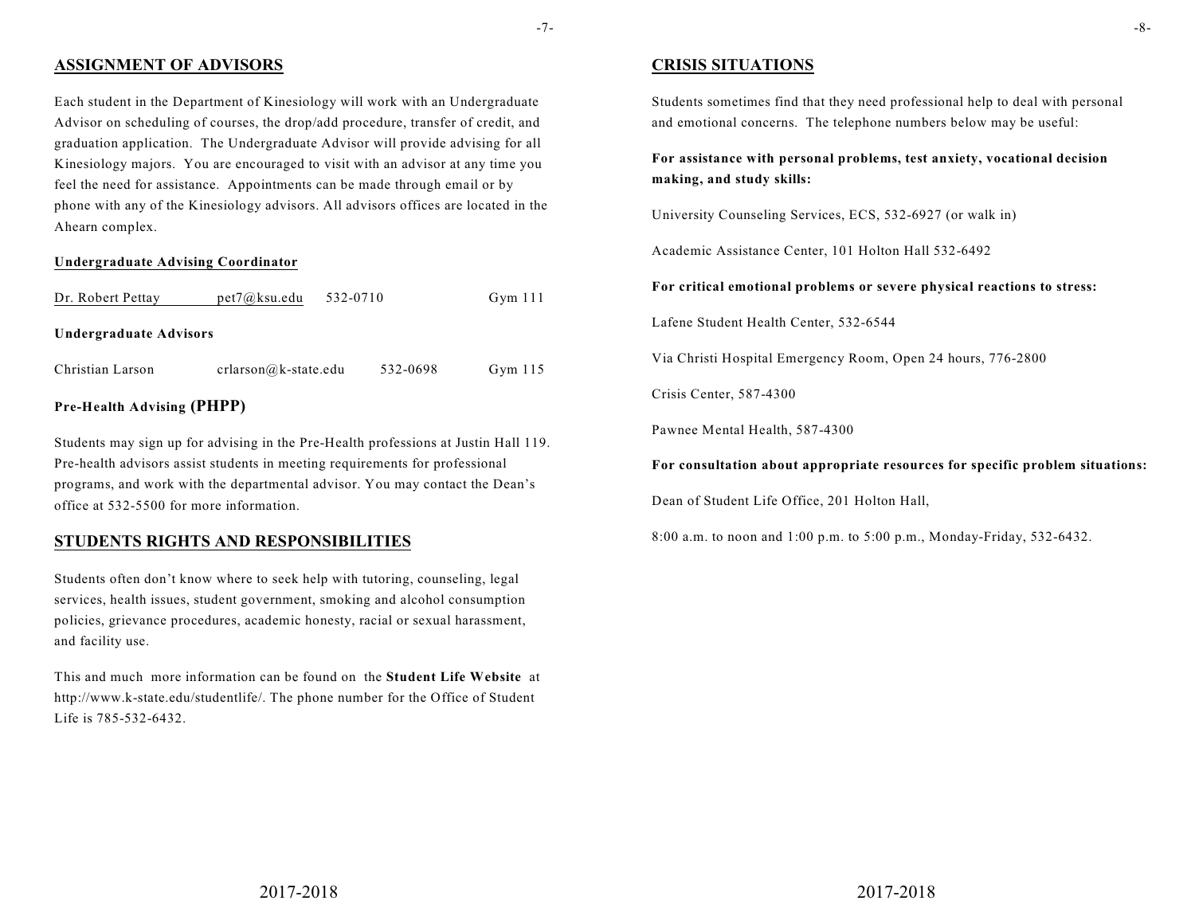## ASSIGNMENT OF ADVISORS

Each student in the Department of Kinesiology will work with an Undergraduate Advisor on scheduling of courses, the drop/add procedure, transfer of credit, and graduation application. The Undergraduate Advisor will provide advising for all Kinesiology majors. You are encouraged to visit with an advisor at any time you feel the need for assistance. Appointments can be made through email or by phone with any of the Kinesiology advisors. All advisors offices are located in the Ahearn complex.

**Undergraduate Advising Coordinator**

| Dr. Robert Pettay | pet7@ksu.edu | 532-0710 | Gym 111 |
|---|---|---|---|

**Undergraduate Advisors**

| Christian Larson | crlarson@k-state.edu | 532-0698 | Gym 115 |
|---|---|---|---|

**Pre-Health Advising (PHPP)**

Students may sign up for advising in the Pre-Health professions at Justin Hall 119. Pre-health advisors assist students in meeting requirements for professional programs, and work with the departmental advisor. You may contact the Dean's office at 532-5500 for more information.

## STUDENTS RIGHTS AND RESPONSIBILITIES

Students often don't know where to seek help with tutoring, counseling, legal services, health issues, student government, smoking and alcohol consumption policies, grievance procedures, academic honesty, racial or sexual harassment, and facility use.

This and much more information can be found on the **Student Life Website** at http://www.k-state.edu/studentlife/. The phone number for the Office of Student Life is 785-532-6432.

## CRISIS SITUATIONS

Students sometimes find that they need professional help to deal with personal and emotional concerns. The telephone numbers below may be useful:

**For assistance with personal problems, test anxiety, vocational decision making, and study skills:**

University Counseling Services, ECS, 532-6927 (or walk in)

Academic Assistance Center, 101 Holton Hall 532-6492

**For critical emotional problems or severe physical reactions to stress:**

Lafene Student Health Center, 532-6544

Via Christi Hospital Emergency Room, Open 24 hours, 776-2800

Crisis Center, 587-4300

Pawnee Mental Health, 587-4300

**For consultation about appropriate resources for specific problem situations:**

Dean of Student Life Office, 201 Holton Hall,

8:00 a.m. to noon and 1:00 p.m. to 5:00 p.m., Monday-Friday, 532-6432.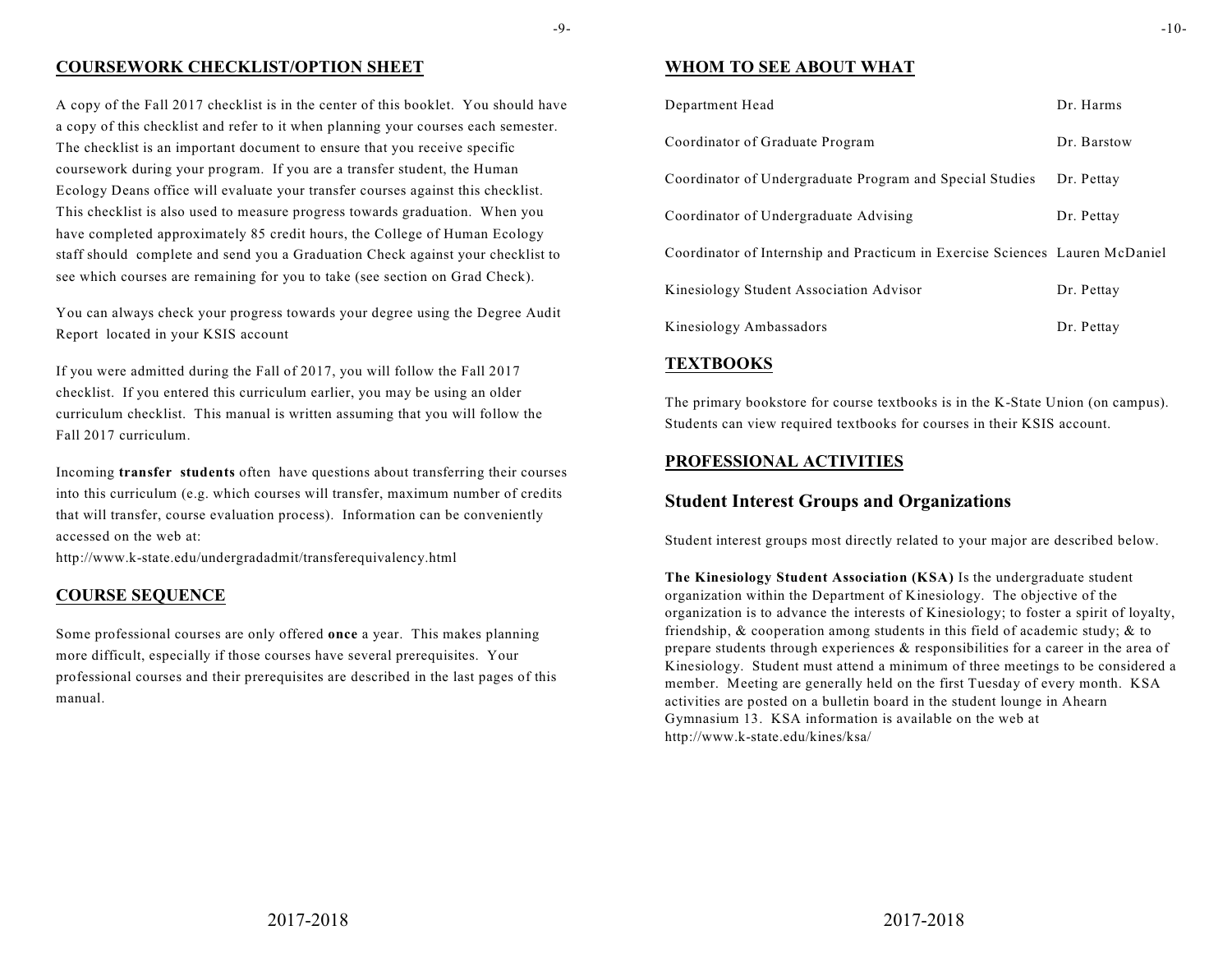## COURSEWORK CHECKLIST/OPTION SHEET

A copy of the Fall 2017 checklist is in the center of this booklet. You should have a copy of this checklist and refer to it when planning your courses each semester. The checklist is an important document to ensure that you receive specific coursework during your program. If you are a transfer student, the Human Ecology Deans office will evaluate your transfer courses against this checklist. This checklist is also used to measure progress towards graduation. When you have completed approximately 85 credit hours, the College of Human Ecology staff should complete and send you a Graduation Check against your checklist to see which courses are remaining for you to take (see section on Grad Check).

You can always check your progress towards your degree using the Degree Audit Report located in your KSIS account

If you were admitted during the Fall of 2017, you will follow the Fall 2017 checklist. If you entered this curriculum earlier, you may be using an older curriculum checklist. This manual is written assuming that you will follow the Fall 2017 curriculum.

Incoming **transfer students** often have questions about transferring their courses into this curriculum (e.g. which courses will transfer, maximum number of credits that will transfer, course evaluation process). Information can be conveniently accessed on the web at:
http://www.k-state.edu/undergradadmit/transferequivalency.html

## COURSE SEQUENCE

Some professional courses are only offered **once** a year. This makes planning more difficult, especially if those courses have several prerequisites. Your professional courses and their prerequisites are described in the last pages of this manual.

## WHOM TO SEE ABOUT WHAT

| | |
|---|---|
| Department Head | Dr. Harms |
| Coordinator of Graduate Program | Dr. Barstow |
| Coordinator of Undergraduate Program and Special Studies | Dr. Pettay |
| Coordinator of Undergraduate Advising | Dr. Pettay |
| Coordinator of Internship and Practicum in Exercise Sciences | Lauren McDaniel |
| Kinesiology Student Association Advisor | Dr. Pettay |
| Kinesiology Ambassadors | Dr. Pettay |

## TEXTBOOKS

The primary bookstore for course textbooks is in the K-State Union (on campus). Students can view required textbooks for courses in their KSIS account.

## PROFESSIONAL ACTIVITIES

### Student Interest Groups and Organizations

Student interest groups most directly related to your major are described below.

**The Kinesiology Student Association (KSA)** Is the undergraduate student organization within the Department of Kinesiology. The objective of the organization is to advance the interests of Kinesiology; to foster a spirit of loyalty, friendship, & cooperation among students in this field of academic study; & to prepare students through experiences & responsibilities for a career in the area of Kinesiology. Student must attend a minimum of three meetings to be considered a member. Meeting are generally held on the first Tuesday of every month. KSA activities are posted on a bulletin board in the student lounge in Ahearn Gymnasium 13. KSA information is available on the web at http://www.k-state.edu/kines/ksa/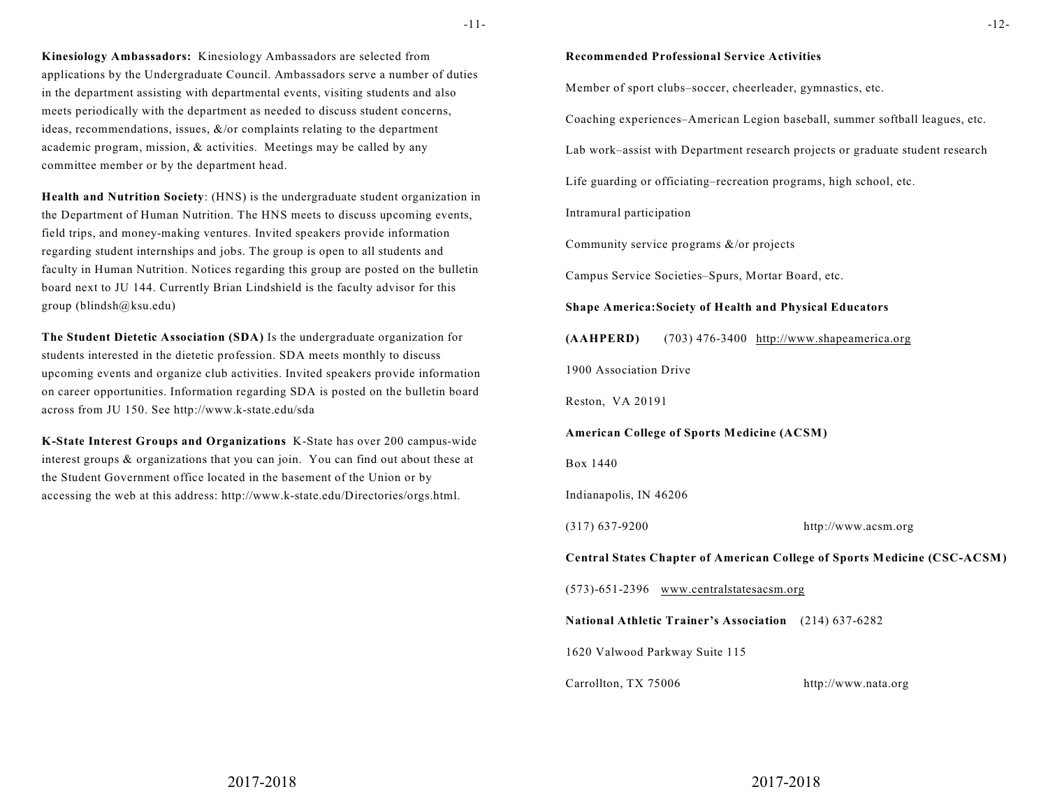**Kinesiology Ambassadors:** Kinesiology Ambassadors are selected from applications by the Undergraduate Council. Ambassadors serve a number of duties in the department assisting with departmental events, visiting students and also meets periodically with the department as needed to discuss student concerns, ideas, recommendations, issues, &/or complaints relating to the department academic program, mission, & activities. Meetings may be called by any committee member or by the department head.

**Health and Nutrition Society**: (HNS) is the undergraduate student organization in the Department of Human Nutrition. The HNS meets to discuss upcoming events, field trips, and money-making ventures. Invited speakers provide information regarding student internships and jobs. The group is open to all students and faculty in Human Nutrition. Notices regarding this group are posted on the bulletin board next to JU 144. Currently Brian Lindshield is the faculty advisor for this group (blindsh@ksu.edu)

**The Student Dietetic Association (SDA)** Is the undergraduate organization for students interested in the dietetic profession. SDA meets monthly to discuss upcoming events and organize club activities. Invited speakers provide information on career opportunities. Information regarding SDA is posted on the bulletin board across from JU 150. See http://www.k-state.edu/sda

**K-State Interest Groups and Organizations** K-State has over 200 campus-wide interest groups & organizations that you can join. You can find out about these at the Student Government office located in the basement of the Union or by accessing the web at this address: http://www.k-state.edu/Directories/orgs.html.

**Recommended Professional Service Activities**

Member of sport clubs–soccer, cheerleader, gymnastics, etc.

Coaching experiences–American Legion baseball, summer softball leagues, etc.

Lab work–assist with Department research projects or graduate student research

Life guarding or officiating–recreation programs, high school, etc.

Intramural participation

Community service programs &/or projects

Campus Service Societies–Spurs, Mortar Board, etc.

**Shape America:Society of Health and Physical Educators**

**(AAHPERD)** (703) 476-3400 http://www.shapeamerica.org

1900 Association Drive

Reston, VA 20191

**American College of Sports Medicine (ACSM)**

Box 1440

Indianapolis, IN 46206

(317) 637-9200 http://www.acsm.org

**Central States Chapter of American College of Sports Medicine (CSC-ACSM)**

(573)-651-2396 www.centralstatesacsm.org

**National Athletic Trainer's Association** (214) 637-6282

1620 Valwood Parkway Suite 115

Carrollton, TX 75006 http://www.nata.org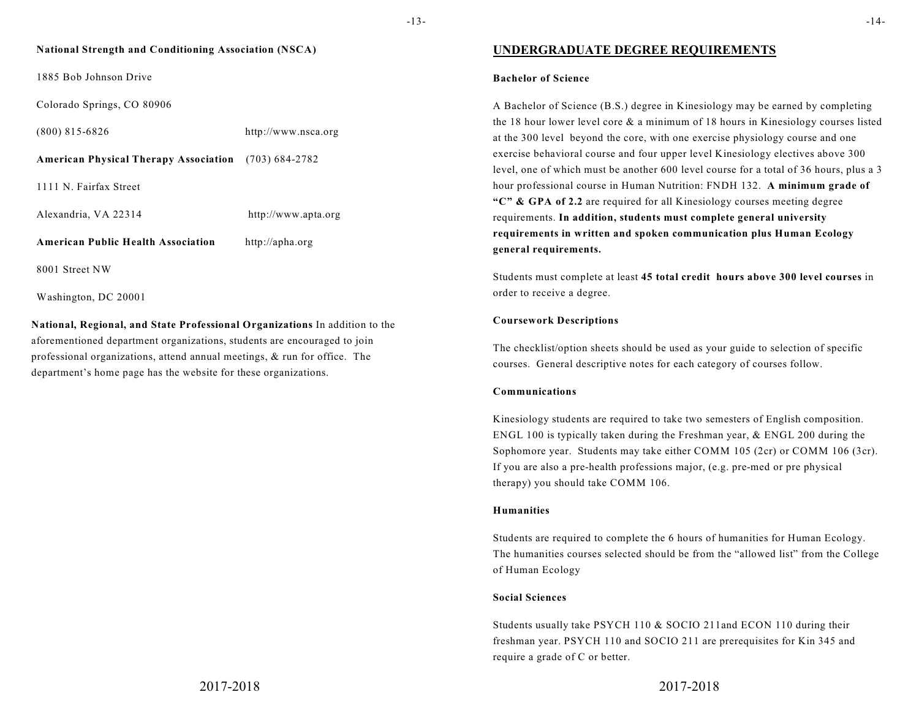**National Strength and Conditioning Association (NSCA)**

1885 Bob Johnson Drive

Colorado Springs, CO 80906

(800) 815-6826 http://www.nsca.org

**American Physical Therapy Association** (703) 684-2782

1111 N. Fairfax Street

Alexandria, VA 22314 http://www.apta.org

**American Public Health Association** http://apha.org

8001 Street NW

Washington, DC 20001

**National, Regional, and State Professional Organizations** In addition to the aforementioned department organizations, students are encouraged to join professional organizations, attend annual meetings, & run for office. The department's home page has the website for these organizations.

## UNDERGRADUATE DEGREE REQUIREMENTS

**Bachelor of Science**

A Bachelor of Science (B.S.) degree in Kinesiology may be earned by completing the 18 hour lower level core & a minimum of 18 hours in Kinesiology courses listed at the 300 level beyond the core, with one exercise physiology course and one exercise behavioral course and four upper level Kinesiology electives above 300 level, one of which must be another 600 level course for a total of 36 hours, plus a 3 hour professional course in Human Nutrition: FNDH 132. **A minimum grade of "C" & GPA of 2.2** are required for all Kinesiology courses meeting degree requirements. **In addition, students must complete general university requirements in written and spoken communication plus Human Ecology general requirements.**

Students must complete at least **45 total credit hours above 300 level courses** in order to receive a degree.

**Coursework Descriptions**

The checklist/option sheets should be used as your guide to selection of specific courses. General descriptive notes for each category of courses follow.

**Communications**

Kinesiology students are required to take two semesters of English composition. ENGL 100 is typically taken during the Freshman year, & ENGL 200 during the Sophomore year. Students may take either COMM 105 (2cr) or COMM 106 (3cr). If you are also a pre-health professions major, (e.g. pre-med or pre physical therapy) you should take COMM 106.

**Humanities**

Students are required to complete the 6 hours of humanities for Human Ecology. The humanities courses selected should be from the "allowed list" from the College of Human Ecology

**Social Sciences**

Students usually take PSYCH 110 & SOCIO 211and ECON 110 during their freshman year. PSYCH 110 and SOCIO 211 are prerequisites for Kin 345 and require a grade of C or better.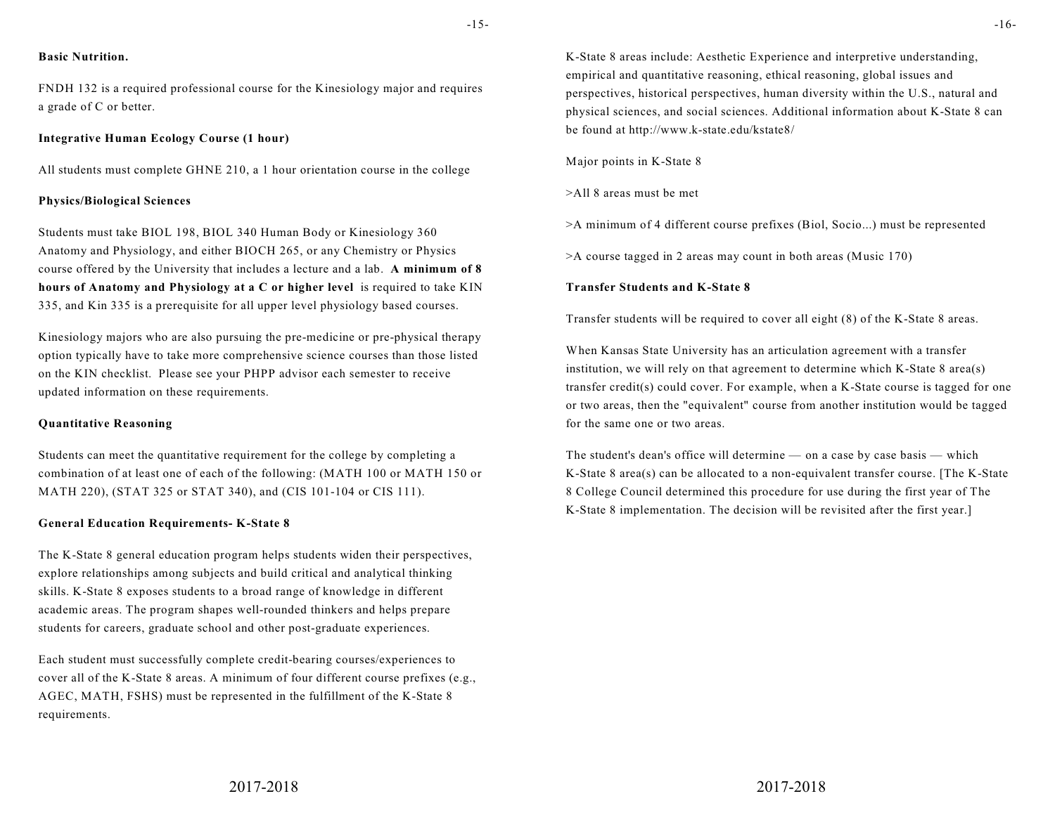**Basic Nutrition.**

FNDH 132 is a required professional course for the Kinesiology major and requires a grade of C or better.

**Integrative Human Ecology Course (1 hour)**

All students must complete GHNE 210, a 1 hour orientation course in the college

**Physics/Biological Sciences**

Students must take BIOL 198, BIOL 340 Human Body or Kinesiology 360 Anatomy and Physiology, and either BIOCH 265, or any Chemistry or Physics course offered by the University that includes a lecture and a lab. **A minimum of 8 hours of Anatomy and Physiology at a C or higher level** is required to take KIN 335, and Kin 335 is a prerequisite for all upper level physiology based courses.

Kinesiology majors who are also pursuing the pre-medicine or pre-physical therapy option typically have to take more comprehensive science courses than those listed on the KIN checklist. Please see your PHPP advisor each semester to receive updated information on these requirements.

**Quantitative Reasoning**

Students can meet the quantitative requirement for the college by completing a combination of at least one of each of the following: (MATH 100 or MATH 150 or MATH 220), (STAT 325 or STAT 340), and (CIS 101-104 or CIS 111).

**General Education Requirements- K-State 8**

The K-State 8 general education program helps students widen their perspectives, explore relationships among subjects and build critical and analytical thinking skills. K-State 8 exposes students to a broad range of knowledge in different academic areas. The program shapes well-rounded thinkers and helps prepare students for careers, graduate school and other post-graduate experiences.

Each student must successfully complete credit-bearing courses/experiences to cover all of the K-State 8 areas. A minimum of four different course prefixes (e.g., AGEC, MATH, FSHS) must be represented in the fulfillment of the K-State 8 requirements.

K-State 8 areas include: Aesthetic Experience and interpretive understanding, empirical and quantitative reasoning, ethical reasoning, global issues and perspectives, historical perspectives, human diversity within the U.S., natural and physical sciences, and social sciences. Additional information about K-State 8 can be found at http://www.k-state.edu/kstate8/

Major points in K-State 8

>All 8 areas must be met

>A minimum of 4 different course prefixes (Biol, Socio...) must be represented

>A course tagged in 2 areas may count in both areas (Music 170)

**Transfer Students and K-State 8**

Transfer students will be required to cover all eight (8) of the K-State 8 areas.

When Kansas State University has an articulation agreement with a transfer institution, we will rely on that agreement to determine which K-State 8 area(s) transfer credit(s) could cover. For example, when a K-State course is tagged for one or two areas, then the "equivalent" course from another institution would be tagged for the same one or two areas.

The student's dean's office will determine — on a case by case basis — which K-State 8 area(s) can be allocated to a non-equivalent transfer course. [The K-State 8 College Council determined this procedure for use during the first year of The K-State 8 implementation. The decision will be revisited after the first year.]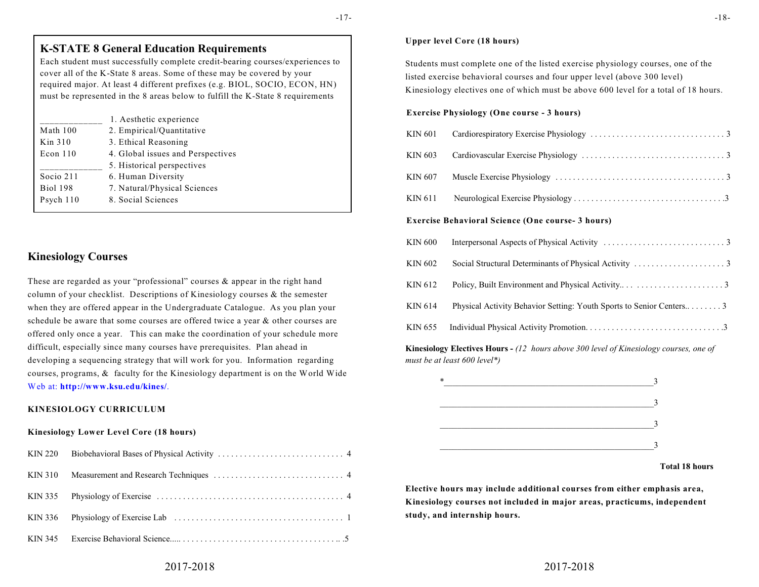## K-STATE 8 General Education Requirements

Each student must successfully complete credit-bearing courses/experiences to cover all of the K-State 8 areas. Some of these may be covered by your required major. At least 4 different prefixes (e.g. BIOL, SOCIO, ECON, HN) must be represented in the 8 areas below to fulfill the K-State 8 requirements

| | |
|---|---|
| ____________ | 1. Aesthetic experience |
| Math 100 | 2. Empirical/Quantitative |
| Kin 310 | 3. Ethical Reasoning |
| Econ 110 | 4. Global issues and Perspectives |
| ____________ | 5. Historical perspectives |
| Socio 211 | 6. Human Diversity |
| Biol 198 | 7. Natural/Physical Sciences |
| Psych 110 | 8. Social Sciences |

## Kinesiology Courses

These are regarded as your "professional" courses & appear in the right hand column of your checklist. Descriptions of Kinesiology courses & the semester when they are offered appear in the Undergraduate Catalogue. As you plan your schedule be aware that some courses are offered twice a year & other courses are offered only once a year. This can make the coordination of your schedule more difficult, especially since many courses have prerequisites. Plan ahead in developing a sequencing strategy that will work for you. Information regarding courses, programs, & faculty for the Kinesiology department is on the World Wide Web at: **http://www.ksu.edu/kines/**.

### KINESIOLOGY CURRICULUM

**Kinesiology Lower Level Core (18 hours)**

| | | |
|---|---|---|
| KIN 220 | Biobehavioral Bases of Physical Activity | 4 |
| KIN 310 | Measurement and Research Techniques | 4 |
| KIN 335 | Physiology of Exercise | 4 |
| KIN 336 | Physiology of Exercise Lab | 1 |
| KIN 345 | Exercise Behavioral Science | 5 |

**Upper level Core (18 hours)**

Students must complete one of the listed exercise physiology courses, one of the listed exercise behavioral courses and four upper level (above 300 level) Kinesiology electives one of which must be above 600 level for a total of 18 hours.

**Exercise Physiology (One course - 3 hours)**

| | | |
|---|---|---|
| KIN 601 | Cardiorespiratory Exercise Physiology | 3 |
| KIN 603 | Cardiovascular Exercise Physiology | 3 |
| KIN 607 | Muscle Exercise Physiology | 3 |
| KIN 611 | Neurological Exercise Physiology | 3 |

**Exercise Behavioral Science (One course- 3 hours)**

| | | |
|---|---|---|
| KIN 600 | Interpersonal Aspects of Physical Activity | 3 |
| KIN 602 | Social Structural Determinants of Physical Activity | 3 |
| KIN 612 | Policy, Built Environment and Physical Activity | 3 |
| KIN 614 | Physical Activity Behavior Setting: Youth Sports to Senior Centers | 3 |
| KIN 655 | Individual Physical Activity Promotion | 3 |

**Kinesiology Electives Hours -** *(12 hours above 300 level of Kinesiology courses, one of must be at least 600 level*)*

*______________________________________________ 3

______________________________________________ 3

______________________________________________ 3

______________________________________________ 3

**Total 18 hours**

**Elective hours may include additional courses from either emphasis area, Kinesiology courses not included in major areas, practicums, independent study, and internship hours.**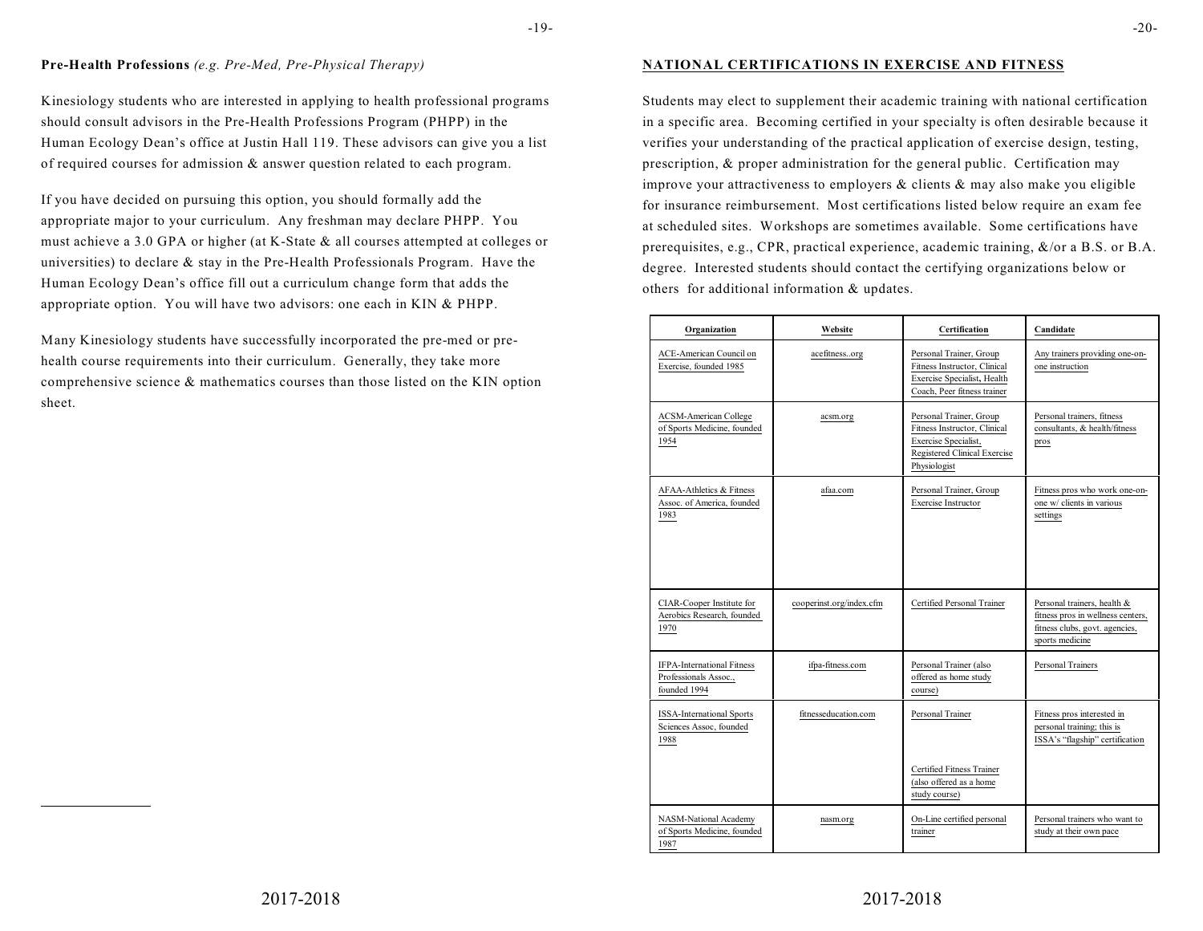**Pre-Health Professions** *(e.g. Pre-Med, Pre-Physical Therapy)*

Kinesiology students who are interested in applying to health professional programs should consult advisors in the Pre-Health Professions Program (PHPP) in the Human Ecology Dean's office at Justin Hall 119. These advisors can give you a list of required courses for admission & answer question related to each program.

If you have decided on pursuing this option, you should formally add the appropriate major to your curriculum. Any freshman may declare PHPP. You must achieve a 3.0 GPA or higher (at K-State & all courses attempted at colleges or universities) to declare & stay in the Pre-Health Professionals Program. Have the Human Ecology Dean's office fill out a curriculum change form that adds the appropriate option. You will have two advisors: one each in KIN & PHPP.

Many Kinesiology students have successfully incorporated the pre-med or pre-health course requirements into their curriculum. Generally, they take more comprehensive science & mathematics courses than those listed on the KIN option sheet.

## NATIONAL CERTIFICATIONS IN EXERCISE AND FITNESS

Students may elect to supplement their academic training with national certification in a specific area. Becoming certified in your specialty is often desirable because it verifies your understanding of the practical application of exercise design, testing, prescription, & proper administration for the general public. Certification may improve your attractiveness to employers & clients & may also make you eligible for insurance reimbursement. Most certifications listed below require an exam fee at scheduled sites. Workshops are sometimes available. Some certifications have prerequisites, e.g., CPR, practical experience, academic training, &/or a B.S. or B.A. degree. Interested students should contact the certifying organizations below or others for additional information & updates.

| Organization | Website | Certification | Candidate |
|---|---|---|---|
| ACE-American Council on Exercise, founded 1985 | acefitness..org | Personal Trainer, Group Fitness Instructor, Clinical Exercise Specialist, Health Coach, Peer fitness trainer | Any trainers providing one-on-one instruction |
| ACSM-American College of Sports Medicine, founded 1954 | acsm.org | Personal Trainer, Group Fitness Instructor, Clinical Exercise Specialist, Registered Clinical Exercise Physiologist | Personal trainers, fitness consultants, & health/fitness pros |
| AFAA-Athletics & Fitness Assoc. of America, founded 1983 | afaa.com | Personal Trainer, Group Exercise Instructor | Fitness pros who work one-on-one w/ clients in various settings |
| CIAR-Cooper Institute for Aerobics Research, founded 1970 | cooperinst.org/index.cfm | Certified Personal Trainer | Personal trainers, health & fitness pros in wellness centers, fitness clubs, govt. agencies, sports medicine |
| IFPA-International Fitness Professionals Assoc., founded 1994 | ifpa-fitness.com | Personal Trainer (also offered as home study course) | Personal Trainers |
| ISSA-International Sports Sciences Assoc, founded 1988 | fitnesseducation.com | Personal Trainer<br><br>Certified Fitness Trainer (also offered as a home study course) | Fitness pros interested in personal training; this is ISSA's "flagship" certification |
| NASM-National Academy of Sports Medicine, founded 1987 | nasm.org | On-Line certified personal trainer | Personal trainers who want to study at their own pace |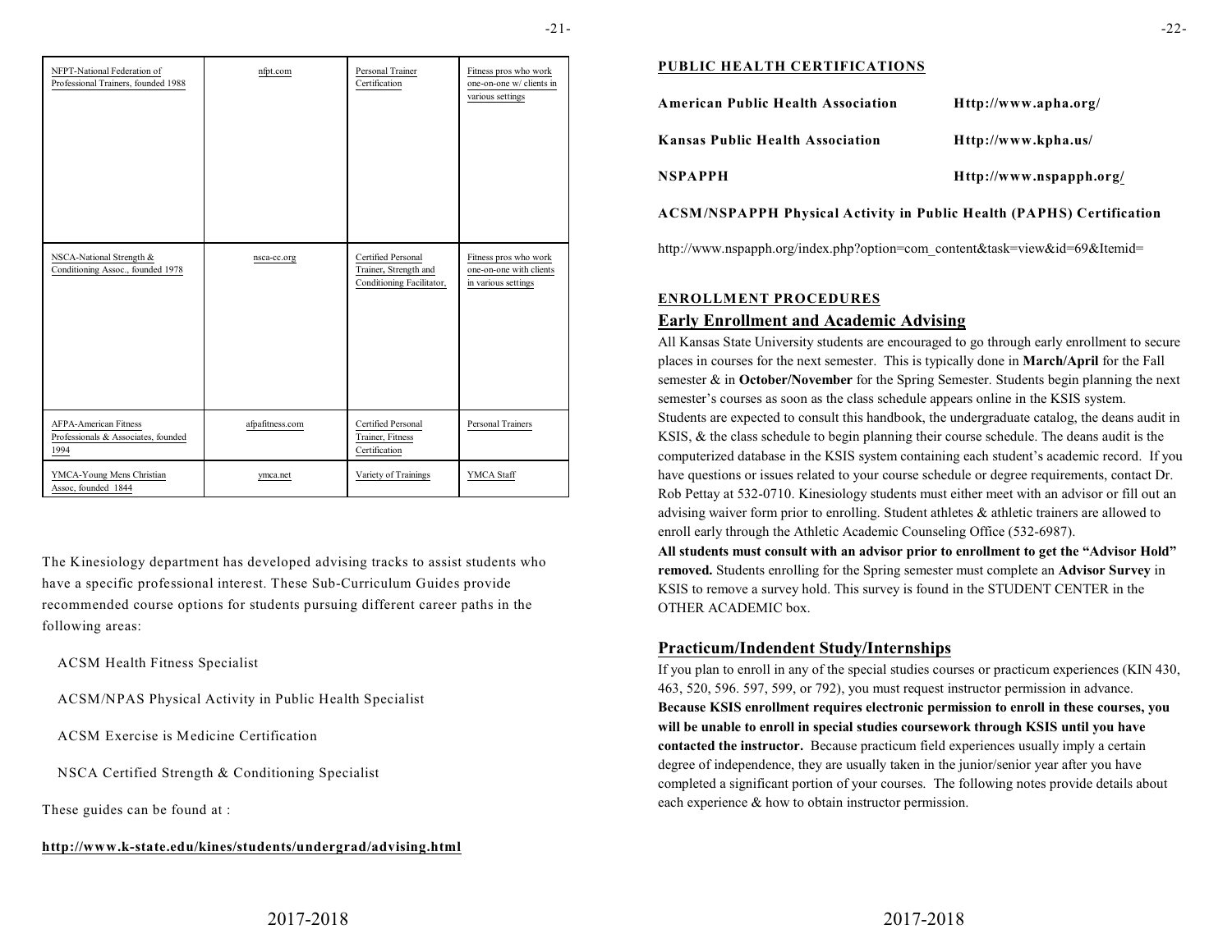| NFPT-National Federation of Professional Trainers, founded 1988 | nfpt.com | Personal Trainer Certification | Fitness pros who work one-on-one w/ clients in various settings |
|---|---|---|---|
| NSCA-National Strength & Conditioning Assoc., founded 1978 | nsca-cc.org | Certified Personal Trainer, Strength and Conditioning Facilitator, | Fitness pros who work one-on-one with clients in various settings |
| AFPA-American Fitness Professionals & Associates, founded 1994 | afpafitness.com | Certified Personal Trainer, Fitness Certification | Personal Trainers |
| YMCA-Young Mens Christian Assoc, founded 1844 | ymca.net | Variety of Trainings | YMCA Staff |

The Kinesiology department has developed advising tracks to assist students who have a specific professional interest. These Sub-Curriculum Guides provide recommended course options for students pursuing different career paths in the following areas:

ACSM Health Fitness Specialist

ACSM/NPAS Physical Activity in Public Health Specialist

ACSM Exercise is Medicine Certification

NSCA Certified Strength & Conditioning Specialist

These guides can be found at :

**http://www.k-state.edu/kines/students/undergrad/advising.html**

**PUBLIC HEALTH CERTIFICATIONS**

| | |
|---|---|
| **American Public Health Association** | **Http://www.apha.org/** |
| **Kansas Public Health Association** | **Http://www.kpha.us/** |
| **NSPAPPH** | **Http://www.nspapph.org/** |

**ACSM/NSPAPPH Physical Activity in Public Health (PAPHS) Certification**

http://www.nspapph.org/index.php?option=com_content&task=view&id=69&Itemid=

**ENROLLMENT PROCEDURES**

## Early Enrollment and Academic Advising

All Kansas State University students are encouraged to go through early enrollment to secure places in courses for the next semester. This is typically done in **March/April** for the Fall semester & in **October/November** for the Spring Semester. Students begin planning the next semester's courses as soon as the class schedule appears online in the KSIS system. Students are expected to consult this handbook, the undergraduate catalog, the deans audit in KSIS, & the class schedule to begin planning their course schedule. The deans audit is the computerized database in the KSIS system containing each student's academic record. If you have questions or issues related to your course schedule or degree requirements, contact Dr. Rob Pettay at 532-0710. Kinesiology students must either meet with an advisor or fill out an advising waiver form prior to enrolling. Student athletes & athletic trainers are allowed to enroll early through the Athletic Academic Counseling Office (532-6987).

**All students must consult with an advisor prior to enrollment to get the "Advisor Hold" removed.** Students enrolling for the Spring semester must complete an **Advisor Survey** in KSIS to remove a survey hold. This survey is found in the STUDENT CENTER in the OTHER ACADEMIC box.

## Practicum/Indendent Study/Internships

If you plan to enroll in any of the special studies courses or practicum experiences (KIN 430, 463, 520, 596. 597, 599, or 792), you must request instructor permission in advance. **Because KSIS enrollment requires electronic permission to enroll in these courses, you will be unable to enroll in special studies coursework through KSIS until you have contacted the instructor.** Because practicum field experiences usually imply a certain degree of independence, they are usually taken in the junior/senior year after you have completed a significant portion of your courses. The following notes provide details about each experience & how to obtain instructor permission.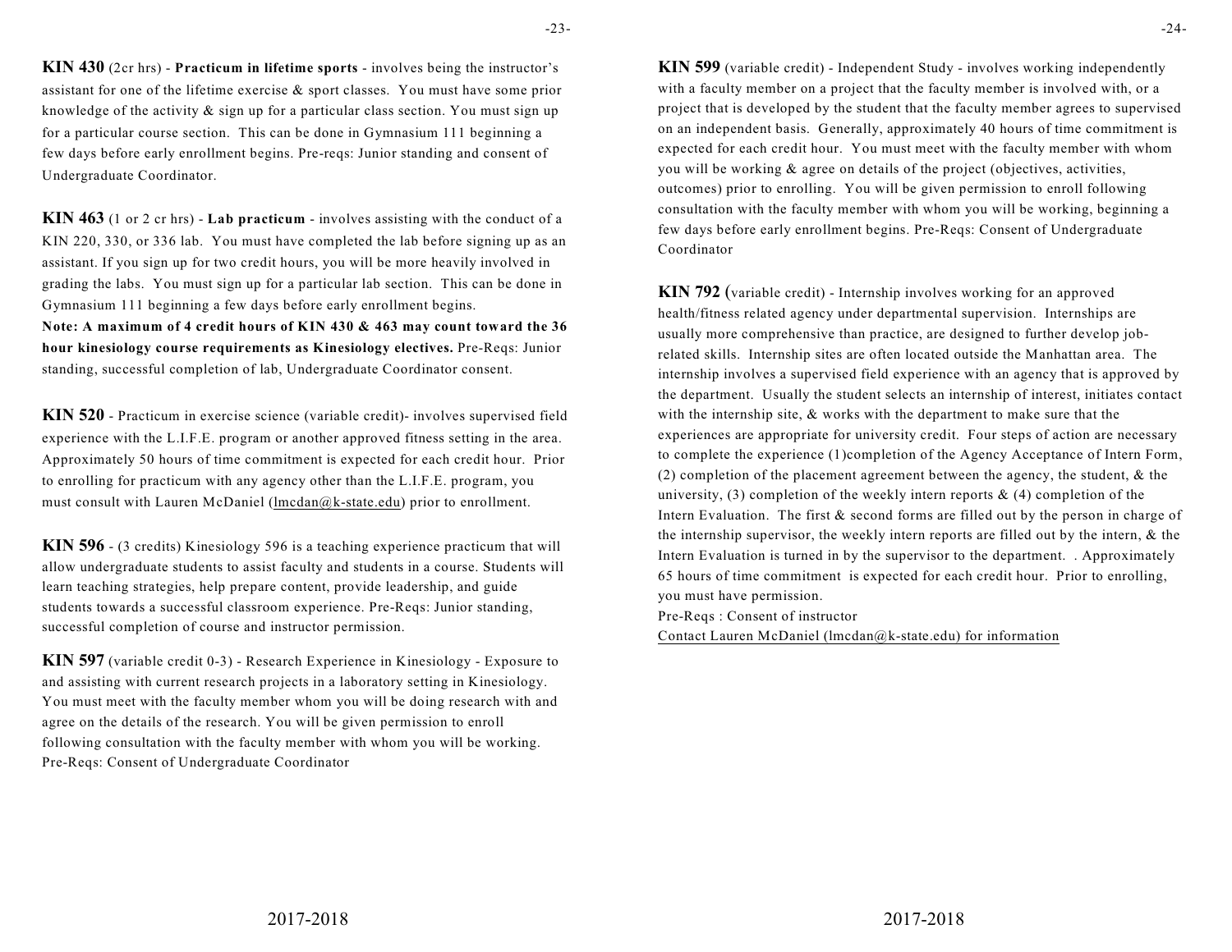**KIN 430** (2cr hrs) - **Practicum in lifetime sports** - involves being the instructor's assistant for one of the lifetime exercise & sport classes. You must have some prior knowledge of the activity & sign up for a particular class section. You must sign up for a particular course section. This can be done in Gymnasium 111 beginning a few days before early enrollment begins. Pre-reqs: Junior standing and consent of Undergraduate Coordinator.

**KIN 463** (1 or 2 cr hrs) - **Lab practicum** - involves assisting with the conduct of a KIN 220, 330, or 336 lab. You must have completed the lab before signing up as an assistant. If you sign up for two credit hours, you will be more heavily involved in grading the labs. You must sign up for a particular lab section. This can be done in Gymnasium 111 beginning a few days before early enrollment begins.
**Note: A maximum of 4 credit hours of KIN 430 & 463 may count toward the 36 hour kinesiology course requirements as Kinesiology electives.** Pre-Reqs: Junior standing, successful completion of lab, Undergraduate Coordinator consent.

**KIN 520** - Practicum in exercise science (variable credit)- involves supervised field experience with the L.I.F.E. program or another approved fitness setting in the area. Approximately 50 hours of time commitment is expected for each credit hour. Prior to enrolling for practicum with any agency other than the L.I.F.E. program, you must consult with Lauren McDaniel (lmcdan@k-state.edu) prior to enrollment.

**KIN 596** - (3 credits) Kinesiology 596 is a teaching experience practicum that will allow undergraduate students to assist faculty and students in a course. Students will learn teaching strategies, help prepare content, provide leadership, and guide students towards a successful classroom experience. Pre-Reqs: Junior standing, successful completion of course and instructor permission.

**KIN 597** (variable credit 0-3) - Research Experience in Kinesiology - Exposure to and assisting with current research projects in a laboratory setting in Kinesiology. You must meet with the faculty member whom you will be doing research with and agree on the details of the research. You will be given permission to enroll following consultation with the faculty member with whom you will be working. Pre-Reqs: Consent of Undergraduate Coordinator

**KIN 599** (variable credit) - Independent Study - involves working independently with a faculty member on a project that the faculty member is involved with, or a project that is developed by the student that the faculty member agrees to supervised on an independent basis. Generally, approximately 40 hours of time commitment is expected for each credit hour. You must meet with the faculty member with whom you will be working & agree on details of the project (objectives, activities, outcomes) prior to enrolling. You will be given permission to enroll following consultation with the faculty member with whom you will be working, beginning a few days before early enrollment begins. Pre-Reqs: Consent of Undergraduate Coordinator

**KIN 792** (variable credit) - Internship involves working for an approved health/fitness related agency under departmental supervision. Internships are usually more comprehensive than practice, are designed to further develop job-related skills. Internship sites are often located outside the Manhattan area. The internship involves a supervised field experience with an agency that is approved by the department. Usually the student selects an internship of interest, initiates contact with the internship site, & works with the department to make sure that the experiences are appropriate for university credit. Four steps of action are necessary to complete the experience (1)completion of the Agency Acceptance of Intern Form, (2) completion of the placement agreement between the agency, the student, & the university, (3) completion of the weekly intern reports & (4) completion of the Intern Evaluation. The first & second forms are filled out by the person in charge of the internship supervisor, the weekly intern reports are filled out by the intern, & the Intern Evaluation is turned in by the supervisor to the department. . Approximately 65 hours of time commitment is expected for each credit hour. Prior to enrolling, you must have permission.
Pre-Reqs : Consent of instructor
Contact Lauren McDaniel (lmcdan@k-state.edu) for information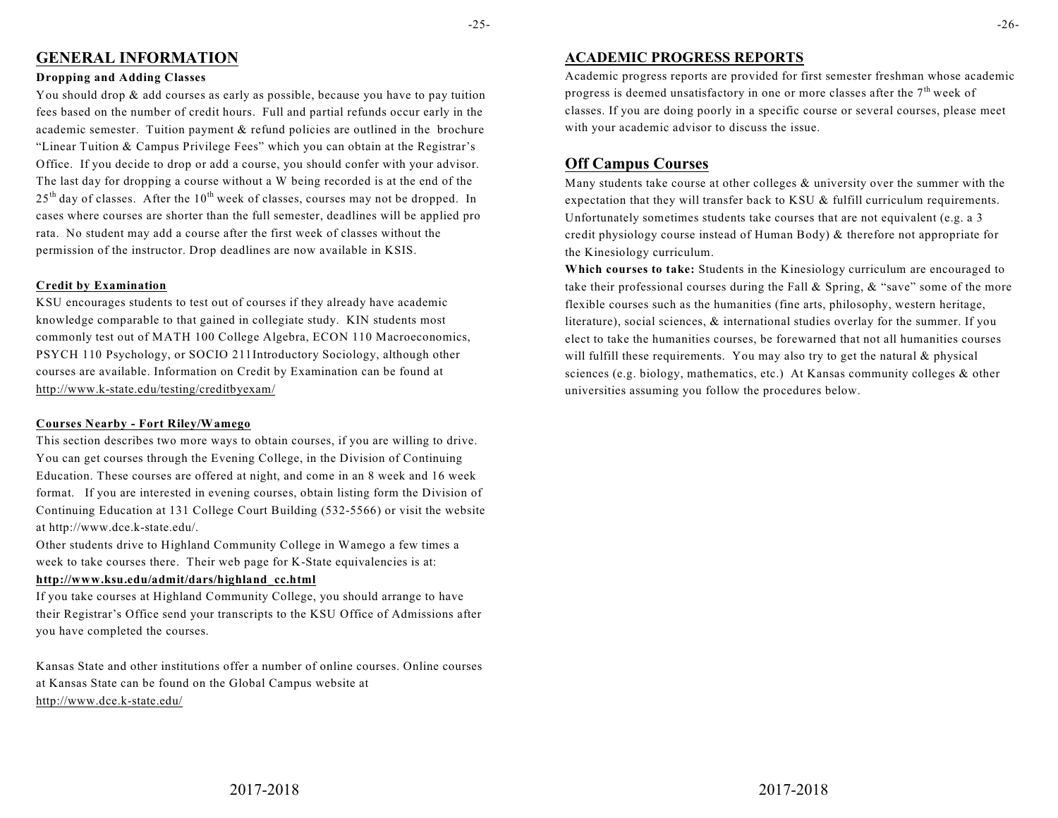## GENERAL INFORMATION

**Dropping and Adding Classes**

You should drop & add courses as early as possible, because you have to pay tuition fees based on the number of credit hours. Full and partial refunds occur early in the academic semester. Tuition payment & refund policies are outlined in the brochure "Linear Tuition & Campus Privilege Fees" which you can obtain at the Registrar's Office. If you decide to drop or add a course, you should confer with your advisor. The last day for dropping a course without a W being recorded is at the end of the 25th day of classes. After the 10th week of classes, courses may not be dropped. In cases where courses are shorter than the full semester, deadlines will be applied pro rata. No student may add a course after the first week of classes without the permission of the instructor. Drop deadlines are now available in KSIS.

**Credit by Examination**

KSU encourages students to test out of courses if they already have academic knowledge comparable to that gained in collegiate study. KIN students most commonly test out of MATH 100 College Algebra, ECON 110 Macroeconomics, PSYCH 110 Psychology, or SOCIO 211Introductory Sociology, although other courses are available. Information on Credit by Examination can be found at http://www.k-state.edu/testing/creditbyexam/

**Courses Nearby - Fort Riley/Wamego**

This section describes two more ways to obtain courses, if you are willing to drive. You can get courses through the Evening College, in the Division of Continuing Education. These courses are offered at night, and come in an 8 week and 16 week format. If you are interested in evening courses, obtain listing form the Division of Continuing Education at 131 College Court Building (532-5566) or visit the website at http://www.dce.k-state.edu/.

Other students drive to Highland Community College in Wamego a few times a week to take courses there. Their web page for K-State equivalencies is at:
**http://www.ksu.edu/admit/dars/highland_cc.html**

If you take courses at Highland Community College, you should arrange to have their Registrar's Office send your transcripts to the KSU Office of Admissions after you have completed the courses.

Kansas State and other institutions offer a number of online courses. Online courses at Kansas State can be found on the Global Campus website at http://www.dce.k-state.edu/

## ACADEMIC PROGRESS REPORTS

Academic progress reports are provided for first semester freshman whose academic progress is deemed unsatisfactory in one or more classes after the 7th week of classes. If you are doing poorly in a specific course or several courses, please meet with your academic advisor to discuss the issue.

## Off Campus Courses

Many students take course at other colleges & university over the summer with the expectation that they will transfer back to KSU & fulfill curriculum requirements. Unfortunately sometimes students take courses that are not equivalent (e.g. a 3 credit physiology course instead of Human Body) & therefore not appropriate for the Kinesiology curriculum.

**Which courses to take:** Students in the Kinesiology curriculum are encouraged to take their professional courses during the Fall & Spring, & "save" some of the more flexible courses such as the humanities (fine arts, philosophy, western heritage, literature), social sciences, & international studies overlay for the summer. If you elect to take the humanities courses, be forewarned that not all humanities courses will fulfill these requirements. You may also try to get the natural & physical sciences (e.g. biology, mathematics, etc.) At Kansas community colleges & other universities assuming you follow the procedures below.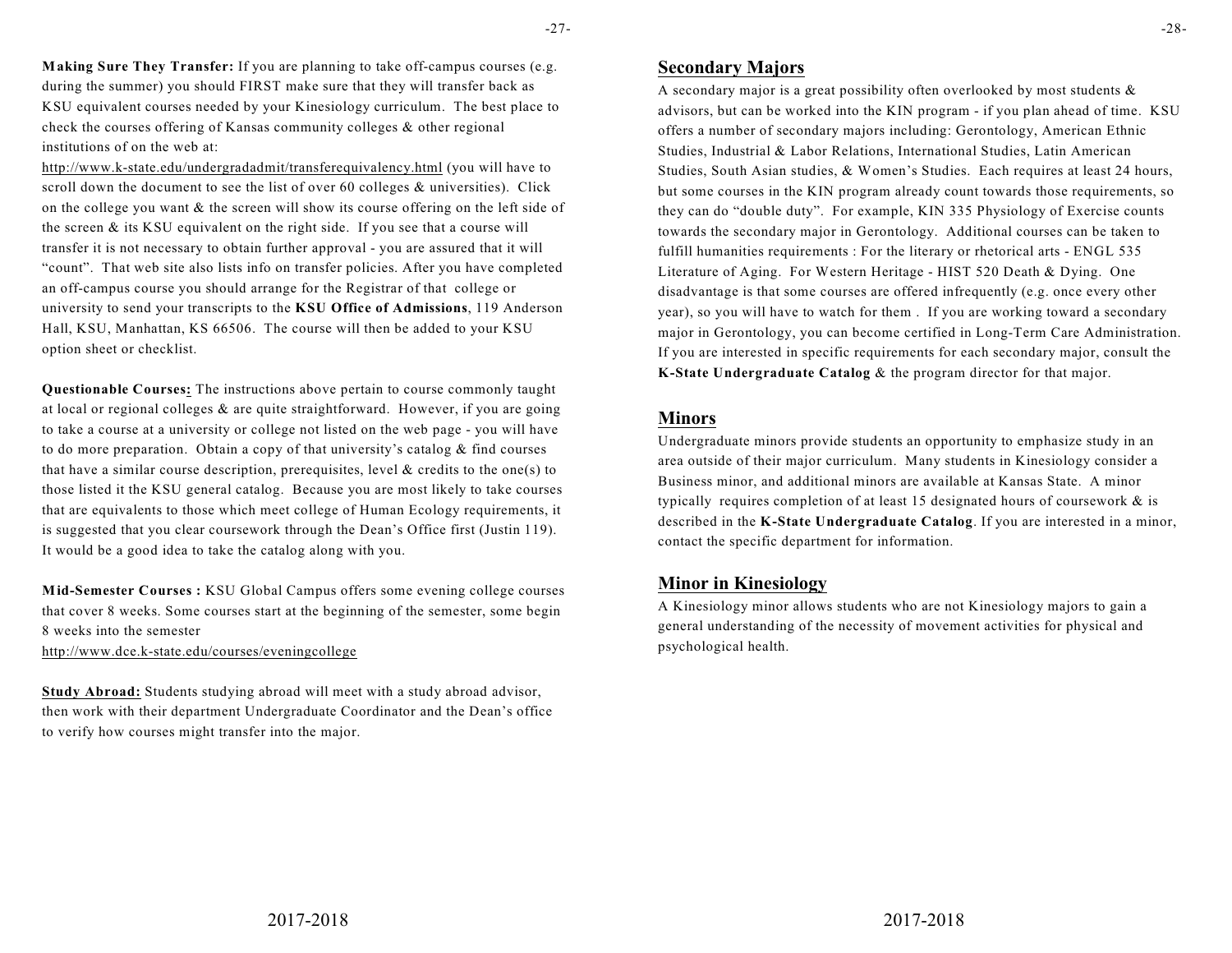**Making Sure They Transfer:** If you are planning to take off-campus courses (e.g. during the summer) you should FIRST make sure that they will transfer back as KSU equivalent courses needed by your Kinesiology curriculum. The best place to check the courses offering of Kansas community colleges & other regional institutions of on the web at: http://www.k-state.edu/undergradadmit/transferequivalency.html (you will have to scroll down the document to see the list of over 60 colleges & universities). Click on the college you want & the screen will show its course offering on the left side of the screen & its KSU equivalent on the right side. If you see that a course will transfer it is not necessary to obtain further approval - you are assured that it will "count". That web site also lists info on transfer policies. After you have completed an off-campus course you should arrange for the Registrar of that college or university to send your transcripts to the **KSU Office of Admissions**, 119 Anderson Hall, KSU, Manhattan, KS 66506. The course will then be added to your KSU option sheet or checklist.

**Questionable Courses:** The instructions above pertain to course commonly taught at local or regional colleges & are quite straightforward. However, if you are going to take a course at a university or college not listed on the web page - you will have to do more preparation. Obtain a copy of that university's catalog & find courses that have a similar course description, prerequisites, level & credits to the one(s) to those listed it the KSU general catalog. Because you are most likely to take courses that are equivalents to those which meet college of Human Ecology requirements, it is suggested that you clear coursework through the Dean's Office first (Justin 119). It would be a good idea to take the catalog along with you.

**Mid-Semester Courses :** KSU Global Campus offers some evening college courses that cover 8 weeks. Some courses start at the beginning of the semester, some begin 8 weeks into the semester http://www.dce.k-state.edu/courses/eveningcollege

**Study Abroad:** Students studying abroad will meet with a study abroad advisor, then work with their department Undergraduate Coordinator and the Dean's office to verify how courses might transfer into the major.

## Secondary Majors

A secondary major is a great possibility often overlooked by most students & advisors, but can be worked into the KIN program - if you plan ahead of time. KSU offers a number of secondary majors including: Gerontology, American Ethnic Studies, Industrial & Labor Relations, International Studies, Latin American Studies, South Asian studies, & Women's Studies. Each requires at least 24 hours, but some courses in the KIN program already count towards those requirements, so they can do "double duty". For example, KIN 335 Physiology of Exercise counts towards the secondary major in Gerontology. Additional courses can be taken to fulfill humanities requirements : For the literary or rhetorical arts - ENGL 535 Literature of Aging. For Western Heritage - HIST 520 Death & Dying. One disadvantage is that some courses are offered infrequently (e.g. once every other year), so you will have to watch for them . If you are working toward a secondary major in Gerontology, you can become certified in Long-Term Care Administration. If you are interested in specific requirements for each secondary major, consult the **K-State Undergraduate Catalog** & the program director for that major.

## Minors

Undergraduate minors provide students an opportunity to emphasize study in an area outside of their major curriculum. Many students in Kinesiology consider a Business minor, and additional minors are available at Kansas State. A minor typically requires completion of at least 15 designated hours of coursework & is described in the **K-State Undergraduate Catalog**. If you are interested in a minor, contact the specific department for information.

## Minor in Kinesiology

A Kinesiology minor allows students who are not Kinesiology majors to gain a general understanding of the necessity of movement activities for physical and psychological health.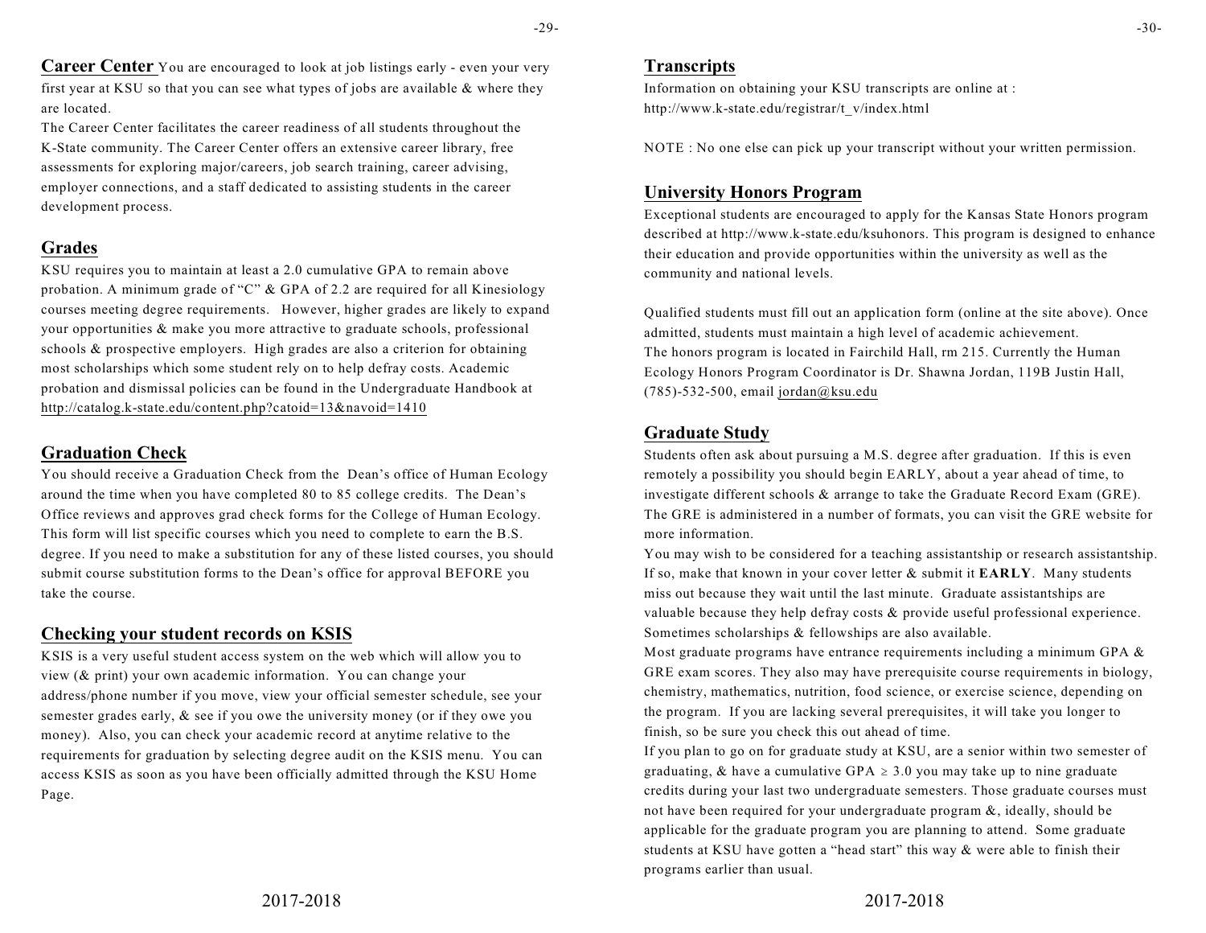## Career Center

You are encouraged to look at job listings early - even your very first year at KSU so that you can see what types of jobs are available & where they are located.

The Career Center facilitates the career readiness of all students throughout the K-State community. The Career Center offers an extensive career library, free assessments for exploring major/careers, job search training, career advising, employer connections, and a staff dedicated to assisting students in the career development process.

## Grades

KSU requires you to maintain at least a 2.0 cumulative GPA to remain above probation. A minimum grade of "C" & GPA of 2.2 are required for all Kinesiology courses meeting degree requirements. However, higher grades are likely to expand your opportunities & make you more attractive to graduate schools, professional schools & prospective employers. High grades are also a criterion for obtaining most scholarships which some student rely on to help defray costs. Academic probation and dismissal policies can be found in the Undergraduate Handbook at http://catalog.k-state.edu/content.php?catoid=13&navoid=1410

## Graduation Check

You should receive a Graduation Check from the Dean's office of Human Ecology around the time when you have completed 80 to 85 college credits. The Dean's Office reviews and approves grad check forms for the College of Human Ecology. This form will list specific courses which you need to complete to earn the B.S. degree. If you need to make a substitution for any of these listed courses, you should submit course substitution forms to the Dean's office for approval BEFORE you take the course.

## Checking your student records on KSIS

KSIS is a very useful student access system on the web which will allow you to view (& print) your own academic information. You can change your address/phone number if you move, view your official semester schedule, see your semester grades early, & see if you owe the university money (or if they owe you money). Also, you can check your academic record at anytime relative to the requirements for graduation by selecting degree audit on the KSIS menu. You can access KSIS as soon as you have been officially admitted through the KSU Home Page.

## Transcripts

Information on obtaining your KSU transcripts are online at : http://www.k-state.edu/registrar/t_v/index.html

NOTE : No one else can pick up your transcript without your written permission.

## University Honors Program

Exceptional students are encouraged to apply for the Kansas State Honors program described at http://www.k-state.edu/ksuhonors. This program is designed to enhance their education and provide opportunities within the university as well as the community and national levels.

Qualified students must fill out an application form (online at the site above). Once admitted, students must maintain a high level of academic achievement.
The honors program is located in Fairchild Hall, rm 215. Currently the Human Ecology Honors Program Coordinator is Dr. Shawna Jordan, 119B Justin Hall, (785)-532-500, email jordan@ksu.edu

## Graduate Study

Students often ask about pursuing a M.S. degree after graduation. If this is even remotely a possibility you should begin EARLY, about a year ahead of time, to investigate different schools & arrange to take the Graduate Record Exam (GRE). The GRE is administered in a number of formats, you can visit the GRE website for more information.

You may wish to be considered for a teaching assistantship or research assistantship. If so, make that known in your cover letter & submit it **EARLY**. Many students miss out because they wait until the last minute. Graduate assistantships are valuable because they help defray costs & provide useful professional experience. Sometimes scholarships & fellowships are also available.

Most graduate programs have entrance requirements including a minimum GPA & GRE exam scores. They also may have prerequisite course requirements in biology, chemistry, mathematics, nutrition, food science, or exercise science, depending on the program. If you are lacking several prerequisites, it will take you longer to finish, so be sure you check this out ahead of time.

If you plan to go on for graduate study at KSU, are a senior within two semester of graduating, & have a cumulative GPA $\geq 3.0$ you may take up to nine graduate credits during your last two undergraduate semesters. Those graduate courses must not have been required for your undergraduate program &, ideally, should be applicable for the graduate program you are planning to attend. Some graduate students at KSU have gotten a "head start" this way & were able to finish their programs earlier than usual.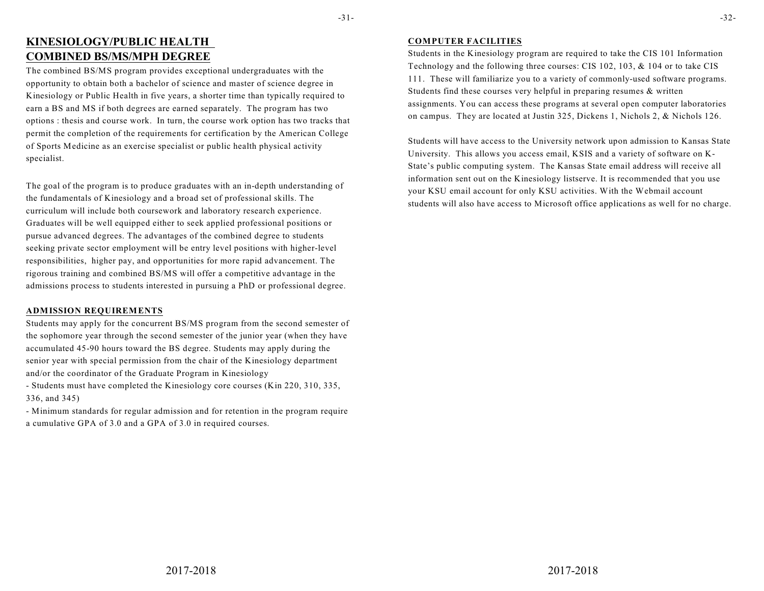## KINESIOLOGY/PUBLIC HEALTH COMBINED BS/MS/MPH DEGREE

The combined BS/MS program provides exceptional undergraduates with the opportunity to obtain both a bachelor of science and master of science degree in Kinesiology or Public Health in five years, a shorter time than typically required to earn a BS and MS if both degrees are earned separately. The program has two options : thesis and course work. In turn, the course work option has two tracks that permit the completion of the requirements for certification by the American College of Sports Medicine as an exercise specialist or public health physical activity specialist.

The goal of the program is to produce graduates with an in-depth understanding of the fundamentals of Kinesiology and a broad set of professional skills. The curriculum will include both coursework and laboratory research experience. Graduates will be well equipped either to seek applied professional positions or pursue advanced degrees. The advantages of the combined degree to students seeking private sector employment will be entry level positions with higher-level responsibilities, higher pay, and opportunities for more rapid advancement. The rigorous training and combined BS/MS will offer a competitive advantage in the admissions process to students interested in pursuing a PhD or professional degree.

### ADMISSION REQUIREMENTS

Students may apply for the concurrent BS/MS program from the second semester of the sophomore year through the second semester of the junior year (when they have accumulated 45-90 hours toward the BS degree. Students may apply during the senior year with special permission from the chair of the Kinesiology department and/or the coordinator of the Graduate Program in Kinesiology

- Students must have completed the Kinesiology core courses (Kin 220, 310, 335, 336, and 345)
- Minimum standards for regular admission and for retention in the program require a cumulative GPA of 3.0 and a GPA of 3.0 in required courses.

### COMPUTER FACILITIES

Students in the Kinesiology program are required to take the CIS 101 Information Technology and the following three courses: CIS 102, 103, & 104 or to take CIS 111. These will familiarize you to a variety of commonly-used software programs. Students find these courses very helpful in preparing resumes & written assignments. You can access these programs at several open computer laboratories on campus. They are located at Justin 325, Dickens 1, Nichols 2, & Nichols 126.

Students will have access to the University network upon admission to Kansas State University. This allows you access email, KSIS and a variety of software on K-State's public computing system. The Kansas State email address will receive all information sent out on the Kinesiology listserve. It is recommended that you use your KSU email account for only KSU activities. With the Webmail account students will also have access to Microsoft office applications as well for no charge.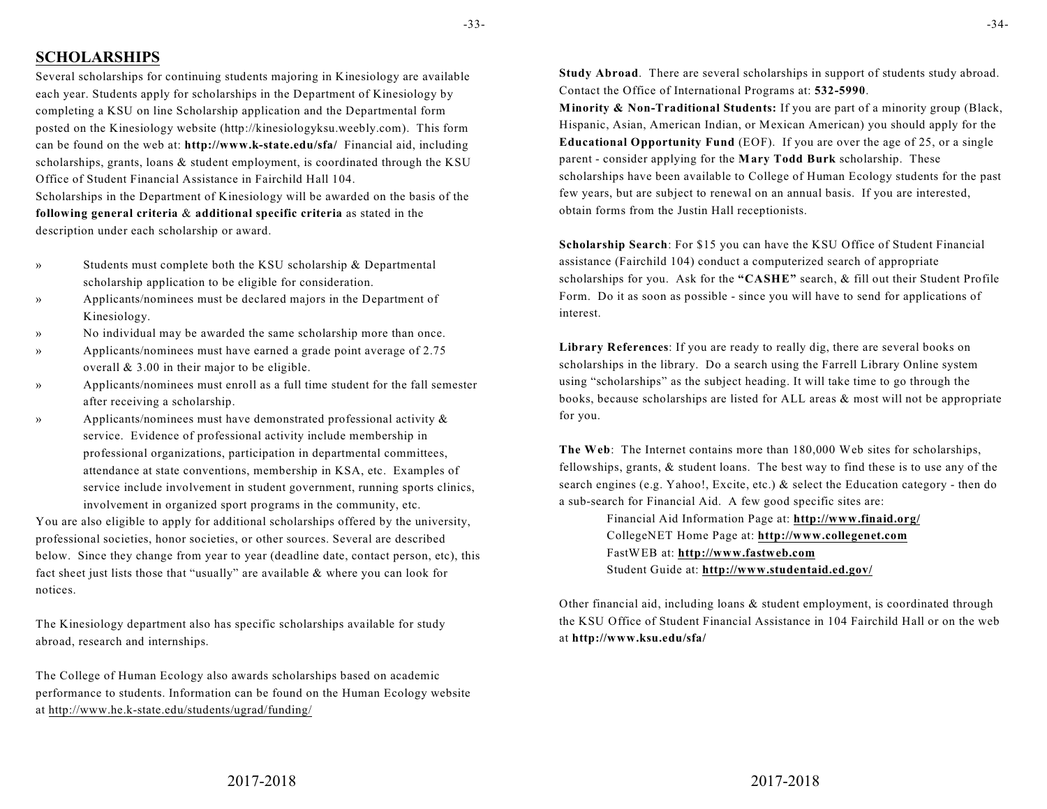## SCHOLARSHIPS

Several scholarships for continuing students majoring in Kinesiology are available each year. Students apply for scholarships in the Department of Kinesiology by completing a KSU on line Scholarship application and the Departmental form posted on the Kinesiology website (http://kinesiologyksu.weebly.com). This form can be found on the web at: **http://www.k-state.edu/sfa/** Financial aid, including scholarships, grants, loans & student employment, is coordinated through the KSU Office of Student Financial Assistance in Fairchild Hall 104.

Scholarships in the Department of Kinesiology will be awarded on the basis of the **following general criteria** & **additional specific criteria** as stated in the description under each scholarship or award.

- Students must complete both the KSU scholarship & Departmental scholarship application to be eligible for consideration.
- Applicants/nominees must be declared majors in the Department of Kinesiology.
- No individual may be awarded the same scholarship more than once.
- Applicants/nominees must have earned a grade point average of 2.75 overall & 3.00 in their major to be eligible.
- Applicants/nominees must enroll as a full time student for the fall semester after receiving a scholarship.
- Applicants/nominees must have demonstrated professional activity & service. Evidence of professional activity include membership in professional organizations, participation in departmental committees, attendance at state conventions, membership in KSA, etc. Examples of service include involvement in student government, running sports clinics, involvement in organized sport programs in the community, etc.

You are also eligible to apply for additional scholarships offered by the university, professional societies, honor societies, or other sources. Several are described below. Since they change from year to year (deadline date, contact person, etc), this fact sheet just lists those that "usually" are available & where you can look for notices.

The Kinesiology department also has specific scholarships available for study abroad, research and internships.

The College of Human Ecology also awards scholarships based on academic performance to students. Information can be found on the Human Ecology website at http://www.he.k-state.edu/students/ugrad/funding/

**Study Abroad**. There are several scholarships in support of students study abroad. Contact the Office of International Programs at: **532-5990**.

**Minority & Non-Traditional Students:** If you are part of a minority group (Black, Hispanic, Asian, American Indian, or Mexican American) you should apply for the **Educational Opportunity Fund** (EOF). If you are over the age of 25, or a single parent - consider applying for the **Mary Todd Burk** scholarship. These scholarships have been available to College of Human Ecology students for the past few years, but are subject to renewal on an annual basis. If you are interested, obtain forms from the Justin Hall receptionists.

**Scholarship Search**: For $15 you can have the KSU Office of Student Financial assistance (Fairchild 104) conduct a computerized search of appropriate scholarships for you. Ask for the **"CASHE"** search, & fill out their Student Profile Form. Do it as soon as possible - since you will have to send for applications of interest.

**Library References**: If you are ready to really dig, there are several books on scholarships in the library. Do a search using the Farrell Library Online system using "scholarships" as the subject heading. It will take time to go through the books, because scholarships are listed for ALL areas & most will not be appropriate for you.

**The Web**: The Internet contains more than 180,000 Web sites for scholarships, fellowships, grants, & student loans. The best way to find these is to use any of the search engines (e.g. Yahoo!, Excite, etc.) & select the Education category - then do a sub-search for Financial Aid. A few good specific sites are:

Financial Aid Information Page at: **http://www.finaid.org/**
CollegeNET Home Page at: **http://www.collegenet.com**
FastWEB at: **http://www.fastweb.com**
Student Guide at: **http://www.studentaid.ed.gov/**

Other financial aid, including loans & student employment, is coordinated through the KSU Office of Student Financial Assistance in 104 Fairchild Hall or on the web at **http://www.ksu.edu/sfa/**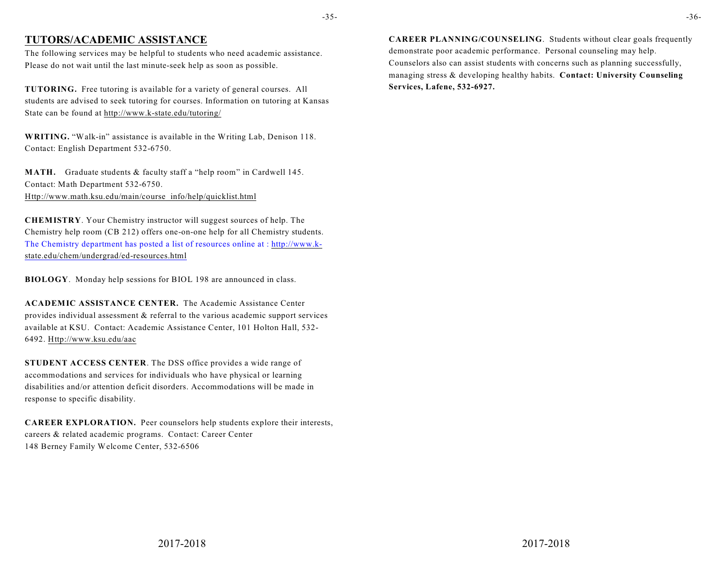## TUTORS/ACADEMIC ASSISTANCE

The following services may be helpful to students who need academic assistance. Please do not wait until the last minute-seek help as soon as possible.

**TUTORING.** Free tutoring is available for a variety of general courses. All students are advised to seek tutoring for courses. Information on tutoring at Kansas State can be found at http://www.k-state.edu/tutoring/

**WRITING.** "Walk-in" assistance is available in the Writing Lab, Denison 118. Contact: English Department 532-6750.

**MATH.** Graduate students & faculty staff a "help room" in Cardwell 145. Contact: Math Department 532-6750. Http://www.math.ksu.edu/main/course_info/help/quicklist.html

**CHEMISTRY**. Your Chemistry instructor will suggest sources of help. The Chemistry help room (CB 212) offers one-on-one help for all Chemistry students. The Chemistry department has posted a list of resources online at : http://www.k-state.edu/chem/undergrad/ed-resources.html

**BIOLOGY**. Monday help sessions for BIOL 198 are announced in class.

**ACADEMIC ASSISTANCE CENTER.** The Academic Assistance Center provides individual assessment & referral to the various academic support services available at KSU. Contact: Academic Assistance Center, 101 Holton Hall, 532-6492. Http://www.ksu.edu/aac

**STUDENT ACCESS CENTER**. The DSS office provides a wide range of accommodations and services for individuals who have physical or learning disabilities and/or attention deficit disorders. Accommodations will be made in response to specific disability.

**CAREER EXPLORATION.** Peer counselors help students explore their interests, careers & related academic programs. Contact: Career Center 148 Berney Family Welcome Center, 532-6506

**CAREER PLANNING/COUNSELING**. Students without clear goals frequently demonstrate poor academic performance. Personal counseling may help. Counselors also can assist students with concerns such as planning successfully, managing stress & developing healthy habits. **Contact: University Counseling Services, Lafene, 532-6927.**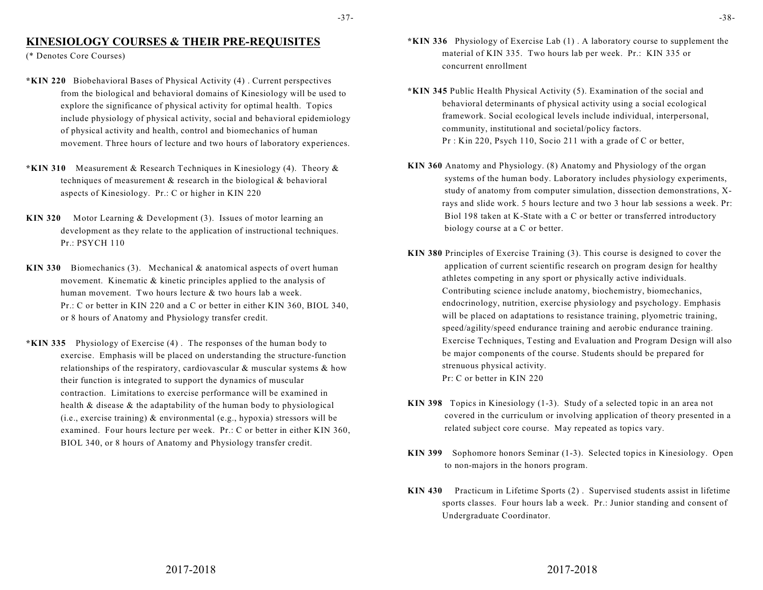## KINESIOLOGY COURSES & THEIR PRE-REQUISITES

(* Denotes Core Courses)

**\*KIN 220** Biobehavioral Bases of Physical Activity (4) . Current perspectives from the biological and behavioral domains of Kinesiology will be used to explore the significance of physical activity for optimal health. Topics include physiology of physical activity, social and behavioral epidemiology of physical activity and health, control and biomechanics of human movement. Three hours of lecture and two hours of laboratory experiences.

**\*KIN 310** Measurement & Research Techniques in Kinesiology (4). Theory & techniques of measurement & research in the biological & behavioral aspects of Kinesiology. Pr.: C or higher in KIN 220

**KIN 320** Motor Learning & Development (3). Issues of motor learning an development as they relate to the application of instructional techniques. Pr.: PSYCH 110

**KIN 330** Biomechanics (3). Mechanical & anatomical aspects of overt human movement. Kinematic & kinetic principles applied to the analysis of human movement. Two hours lecture & two hours lab a week. Pr.: C or better in KIN 220 and a C or better in either KIN 360, BIOL 340, or 8 hours of Anatomy and Physiology transfer credit.

**\*KIN 335** Physiology of Exercise (4) . The responses of the human body to exercise. Emphasis will be placed on understanding the structure-function relationships of the respiratory, cardiovascular & muscular systems & how their function is integrated to support the dynamics of muscular contraction. Limitations to exercise performance will be examined in health & disease & the adaptability of the human body to physiological (i.e., exercise training) & environmental (e.g., hypoxia) stressors will be examined. Four hours lecture per week. Pr.: C or better in either KIN 360, BIOL 340, or 8 hours of Anatomy and Physiology transfer credit.

**\*KIN 336** Physiology of Exercise Lab (1) . A laboratory course to supplement the material of KIN 335. Two hours lab per week. Pr.: KIN 335 or concurrent enrollment

**\*KIN 345** Public Health Physical Activity (5). Examination of the social and behavioral determinants of physical activity using a social ecological framework. Social ecological levels include individual, interpersonal, community, institutional and societal/policy factors.
Pr : Kin 220, Psych 110, Socio 211 with a grade of C or better,

**KIN 360** Anatomy and Physiology. (8) Anatomy and Physiology of the organ systems of the human body. Laboratory includes physiology experiments, study of anatomy from computer simulation, dissection demonstrations, X-rays and slide work. 5 hours lecture and two 3 hour lab sessions a week. Pr: Biol 198 taken at K-State with a C or better or transferred introductory biology course at a C or better.

**KIN 380** Principles of Exercise Training (3). This course is designed to cover the application of current scientific research on program design for healthy athletes competing in any sport or physically active individuals. Contributing science include anatomy, biochemistry, biomechanics, endocrinology, nutrition, exercise physiology and psychology. Emphasis will be placed on adaptations to resistance training, plyometric training, speed/agility/speed endurance training and aerobic endurance training. Exercise Techniques, Testing and Evaluation and Program Design will also be major components of the course. Students should be prepared for strenuous physical activity.
Pr: C or better in KIN 220

**KIN 398** Topics in Kinesiology (1-3). Study of a selected topic in an area not covered in the curriculum or involving application of theory presented in a related subject core course. May repeated as topics vary.

**KIN 399** Sophomore honors Seminar (1-3). Selected topics in Kinesiology. Open to non-majors in the honors program.

**KIN 430** Practicum in Lifetime Sports (2) . Supervised students assist in lifetime sports classes. Four hours lab a week. Pr.: Junior standing and consent of Undergraduate Coordinator.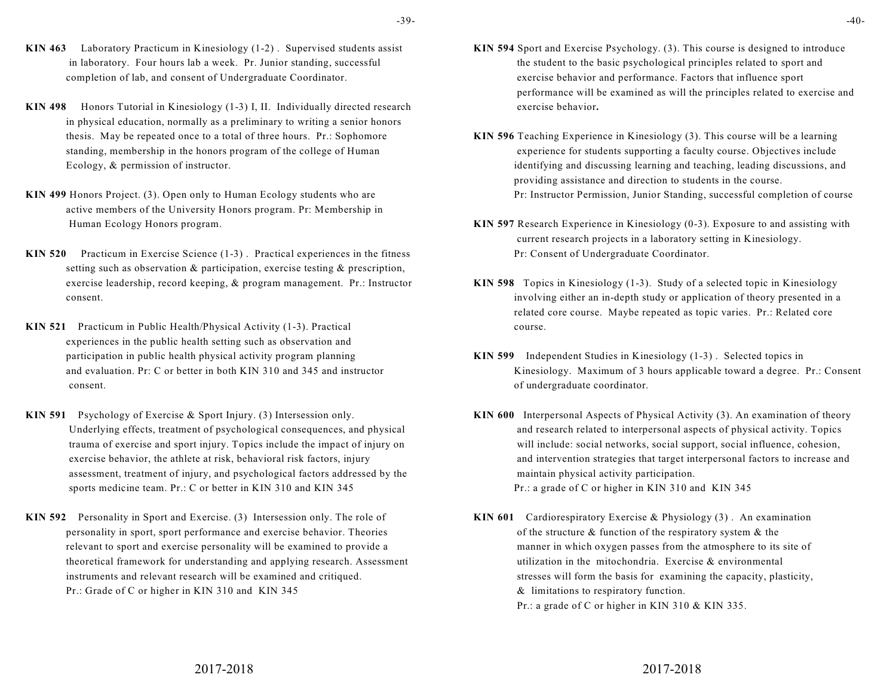**KIN 463** Laboratory Practicum in Kinesiology (1-2) . Supervised students assist in laboratory. Four hours lab a week. Pr. Junior standing, successful completion of lab, and consent of Undergraduate Coordinator.

**KIN 498** Honors Tutorial in Kinesiology (1-3) I, II. Individually directed research in physical education, normally as a preliminary to writing a senior honors thesis. May be repeated once to a total of three hours. Pr.: Sophomore standing, membership in the honors program of the college of Human Ecology, & permission of instructor.

**KIN 499** Honors Project. (3). Open only to Human Ecology students who are active members of the University Honors program. Pr: Membership in Human Ecology Honors program.

**KIN 520** Practicum in Exercise Science (1-3) . Practical experiences in the fitness setting such as observation & participation, exercise testing & prescription, exercise leadership, record keeping, & program management. Pr.: Instructor consent.

**KIN 521** Practicum in Public Health/Physical Activity (1-3). Practical experiences in the public health setting such as observation and participation in public health physical activity program planning and evaluation. Pr: C or better in both KIN 310 and 345 and instructor consent.

**KIN 591** Psychology of Exercise & Sport Injury. (3) Intersession only. Underlying effects, treatment of psychological consequences, and physical trauma of exercise and sport injury. Topics include the impact of injury on exercise behavior, the athlete at risk, behavioral risk factors, injury assessment, treatment of injury, and psychological factors addressed by the sports medicine team. Pr.: C or better in KIN 310 and KIN 345

**KIN 592** Personality in Sport and Exercise. (3) Intersession only. The role of personality in sport, sport performance and exercise behavior. Theories relevant to sport and exercise personality will be examined to provide a theoretical framework for understanding and applying research. Assessment instruments and relevant research will be examined and critiqued.
Pr.: Grade of C or higher in KIN 310 and KIN 345

**KIN 594** Sport and Exercise Psychology. (3). This course is designed to introduce the student to the basic psychological principles related to sport and exercise behavior and performance. Factors that influence sport performance will be examined as will the principles related to exercise and exercise behavior.

**KIN 596** Teaching Experience in Kinesiology (3). This course will be a learning experience for students supporting a faculty course. Objectives include identifying and discussing learning and teaching, leading discussions, and providing assistance and direction to students in the course.
Pr: Instructor Permission, Junior Standing, successful completion of course

**KIN 597** Research Experience in Kinesiology (0-3). Exposure to and assisting with current research projects in a laboratory setting in Kinesiology.
Pr: Consent of Undergraduate Coordinator.

**KIN 598** Topics in Kinesiology (1-3). Study of a selected topic in Kinesiology involving either an in-depth study or application of theory presented in a related core course. Maybe repeated as topic varies. Pr.: Related core course.

**KIN 599** Independent Studies in Kinesiology (1-3) . Selected topics in Kinesiology. Maximum of 3 hours applicable toward a degree. Pr.: Consent of undergraduate coordinator.

**KIN 600** Interpersonal Aspects of Physical Activity (3). An examination of theory and research related to interpersonal aspects of physical activity. Topics will include: social networks, social support, social influence, cohesion, and intervention strategies that target interpersonal factors to increase and maintain physical activity participation.
Pr.: a grade of C or higher in KIN 310 and KIN 345

**KIN 601** Cardiorespiratory Exercise & Physiology (3) . An examination of the structure & function of the respiratory system & the manner in which oxygen passes from the atmosphere to its site of utilization in the mitochondria. Exercise & environmental stresses will form the basis for examining the capacity, plasticity, & limitations to respiratory function.
Pr.: a grade of C or higher in KIN 310 & KIN 335.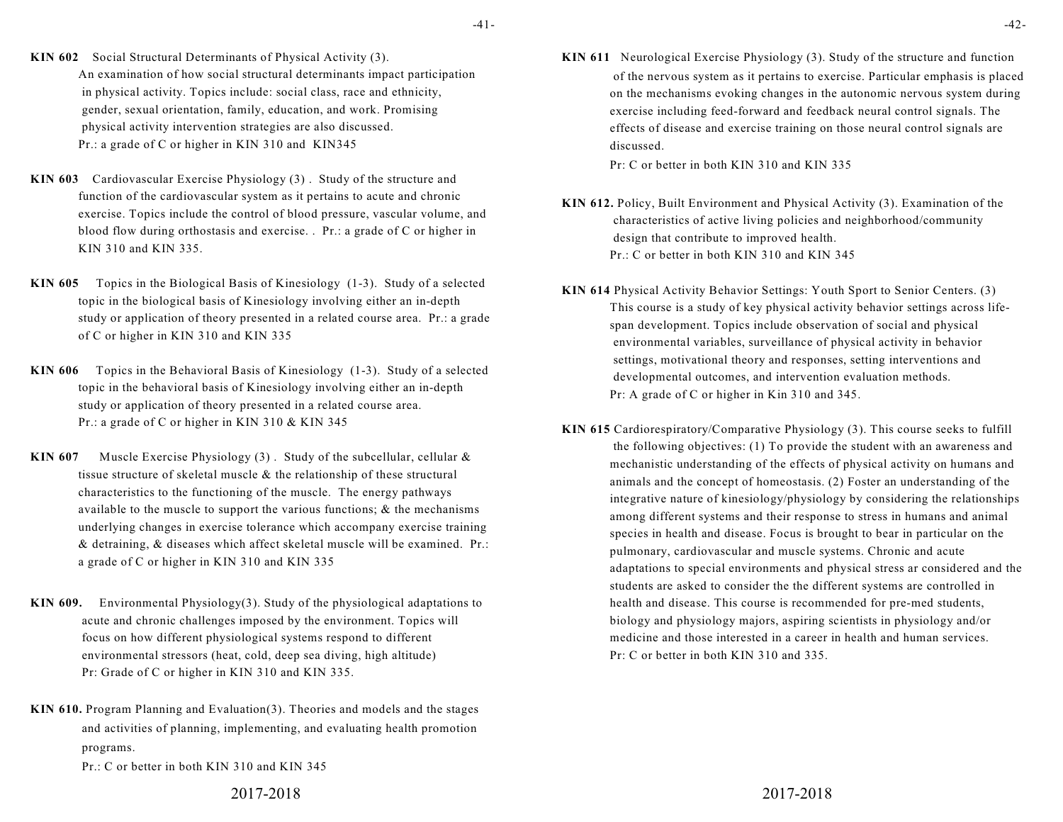**KIN 602** Social Structural Determinants of Physical Activity (3). An examination of how social structural determinants impact participation in physical activity. Topics include: social class, race and ethnicity, gender, sexual orientation, family, education, and work. Promising physical activity intervention strategies are also discussed. Pr.: a grade of C or higher in KIN 310 and KIN345

**KIN 603** Cardiovascular Exercise Physiology (3) . Study of the structure and function of the cardiovascular system as it pertains to acute and chronic exercise. Topics include the control of blood pressure, vascular volume, and blood flow during orthostasis and exercise. . Pr.: a grade of C or higher in KIN 310 and KIN 335.

**KIN 605** Topics in the Biological Basis of Kinesiology (1-3). Study of a selected topic in the biological basis of Kinesiology involving either an in-depth study or application of theory presented in a related course area. Pr.: a grade of C or higher in KIN 310 and KIN 335

**KIN 606** Topics in the Behavioral Basis of Kinesiology (1-3). Study of a selected topic in the behavioral basis of Kinesiology involving either an in-depth study or application of theory presented in a related course area. Pr.: a grade of C or higher in KIN 310 & KIN 345

**KIN 607** Muscle Exercise Physiology (3) . Study of the subcellular, cellular & tissue structure of skeletal muscle & the relationship of these structural characteristics to the functioning of the muscle. The energy pathways available to the muscle to support the various functions; & the mechanisms underlying changes in exercise tolerance which accompany exercise training & detraining, & diseases which affect skeletal muscle will be examined. Pr.: a grade of C or higher in KIN 310 and KIN 335

**KIN 609.** Environmental Physiology(3). Study of the physiological adaptations to acute and chronic challenges imposed by the environment. Topics will focus on how different physiological systems respond to different environmental stressors (heat, cold, deep sea diving, high altitude) Pr: Grade of C or higher in KIN 310 and KIN 335.

**KIN 610.** Program Planning and Evaluation(3). Theories and models and the stages and activities of planning, implementing, and evaluating health promotion programs.
Pr.: C or better in both KIN 310 and KIN 345

**KIN 611** Neurological Exercise Physiology (3). Study of the structure and function of the nervous system as it pertains to exercise. Particular emphasis is placed on the mechanisms evoking changes in the autonomic nervous system during exercise including feed-forward and feedback neural control signals. The effects of disease and exercise training on those neural control signals are discussed.
Pr: C or better in both KIN 310 and KIN 335

**KIN 612.** Policy, Built Environment and Physical Activity (3). Examination of the characteristics of active living policies and neighborhood/community design that contribute to improved health.
Pr.: C or better in both KIN 310 and KIN 345

**KIN 614** Physical Activity Behavior Settings: Youth Sport to Senior Centers. (3) This course is a study of key physical activity behavior settings across life-span development. Topics include observation of social and physical environmental variables, surveillance of physical activity in behavior settings, motivational theory and responses, setting interventions and developmental outcomes, and intervention evaluation methods.
Pr: A grade of C or higher in Kin 310 and 345.

**KIN 615** Cardiorespiratory/Comparative Physiology (3). This course seeks to fulfill the following objectives: (1) To provide the student with an awareness and mechanistic understanding of the effects of physical activity on humans and animals and the concept of homeostasis. (2) Foster an understanding of the integrative nature of kinesiology/physiology by considering the relationships among different systems and their response to stress in humans and animal species in health and disease. Focus is brought to bear in particular on the pulmonary, cardiovascular and muscle systems. Chronic and acute adaptations to special environments and physical stress ar considered and the students are asked to consider the the different systems are controlled in health and disease. This course is recommended for pre-med students, biology and physiology majors, aspiring scientists in physiology and/or medicine and those interested in a career in health and human services.
Pr: C or better in both KIN 310 and 335.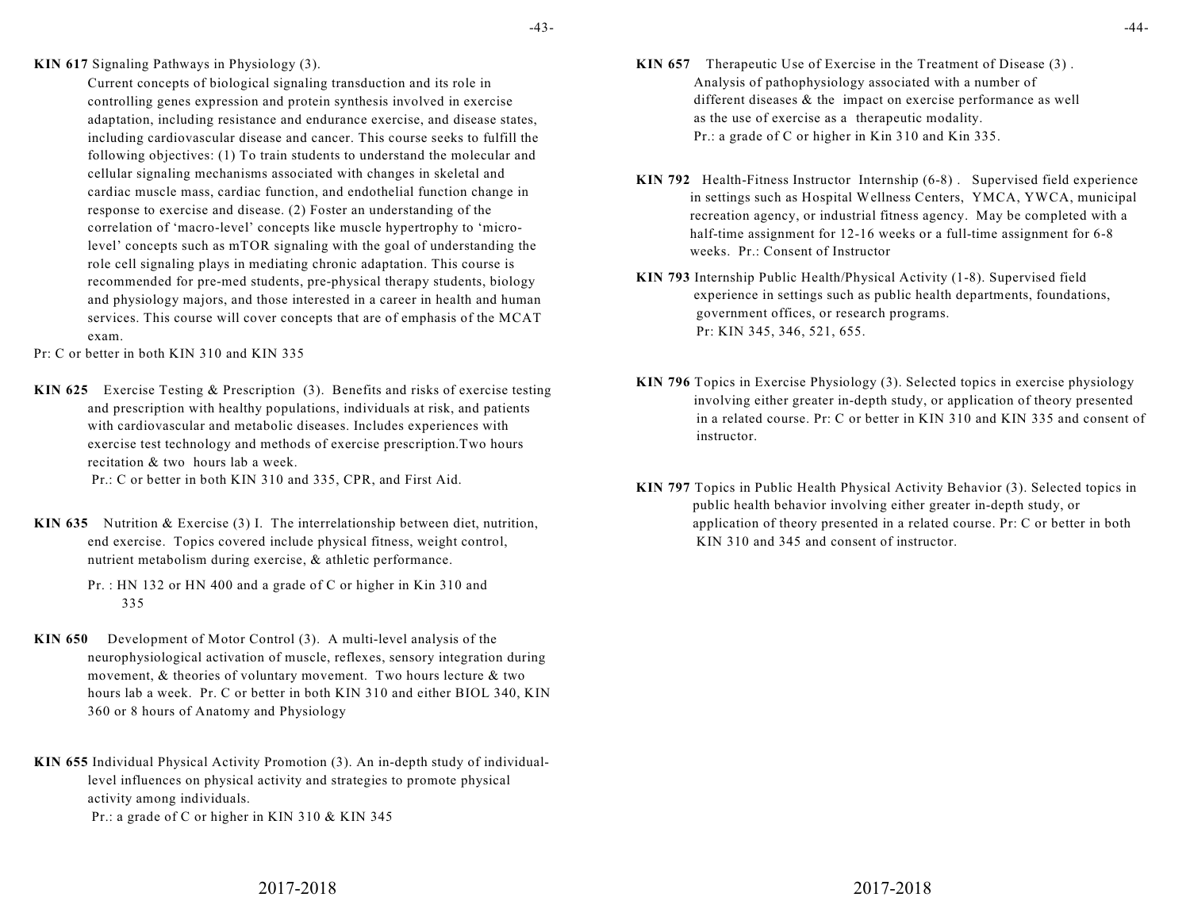**KIN 617** Signaling Pathways in Physiology (3).

Current concepts of biological signaling transduction and its role in controlling genes expression and protein synthesis involved in exercise adaptation, including resistance and endurance exercise, and disease states, including cardiovascular disease and cancer. This course seeks to fulfill the following objectives: (1) To train students to understand the molecular and cellular signaling mechanisms associated with changes in skeletal and cardiac muscle mass, cardiac function, and endothelial function change in response to exercise and disease. (2) Foster an understanding of the correlation of 'macro-level' concepts like muscle hypertrophy to 'micro-level' concepts such as mTOR signaling with the goal of understanding the role cell signaling plays in mediating chronic adaptation. This course is recommended for pre-med students, pre-physical therapy students, biology and physiology majors, and those interested in a career in health and human services. This course will cover concepts that are of emphasis of the MCAT exam.

Pr: C or better in both KIN 310 and KIN 335

**KIN 625** Exercise Testing & Prescription (3). Benefits and risks of exercise testing and prescription with healthy populations, individuals at risk, and patients with cardiovascular and metabolic diseases. Includes experiences with exercise test technology and methods of exercise prescription.Two hours recitation & two hours lab a week.

Pr.: C or better in both KIN 310 and 335, CPR, and First Aid.

**KIN 635** Nutrition & Exercise (3) I. The interrelationship between diet, nutrition, end exercise. Topics covered include physical fitness, weight control, nutrient metabolism during exercise, & athletic performance.

Pr. : HN 132 or HN 400 and a grade of C or higher in Kin 310 and 335

**KIN 650** Development of Motor Control (3). A multi-level analysis of the neurophysiological activation of muscle, reflexes, sensory integration during movement, & theories of voluntary movement. Two hours lecture & two hours lab a week. Pr. C or better in both KIN 310 and either BIOL 340, KIN 360 or 8 hours of Anatomy and Physiology

**KIN 655** Individual Physical Activity Promotion (3). An in-depth study of individual-level influences on physical activity and strategies to promote physical activity among individuals.

Pr.: a grade of C or higher in KIN 310 & KIN 345

**KIN 657** Therapeutic Use of Exercise in the Treatment of Disease (3) . Analysis of pathophysiology associated with a number of different diseases & the impact on exercise performance as well as the use of exercise as a therapeutic modality.

Pr.: a grade of C or higher in Kin 310 and Kin 335.

**KIN 792** Health-Fitness Instructor Internship (6-8) . Supervised field experience in settings such as Hospital Wellness Centers, YMCA, YWCA, municipal recreation agency, or industrial fitness agency. May be completed with a half-time assignment for 12-16 weeks or a full-time assignment for 6-8 weeks. Pr.: Consent of Instructor

**KIN 793** Internship Public Health/Physical Activity (1-8). Supervised field experience in settings such as public health departments, foundations, government offices, or research programs.

Pr: KIN 345, 346, 521, 655.

**KIN 796** Topics in Exercise Physiology (3). Selected topics in exercise physiology involving either greater in-depth study, or application of theory presented in a related course. Pr: C or better in KIN 310 and KIN 335 and consent of instructor.

**KIN 797** Topics in Public Health Physical Activity Behavior (3). Selected topics in public health behavior involving either greater in-depth study, or application of theory presented in a related course. Pr: C or better in both KIN 310 and 345 and consent of instructor.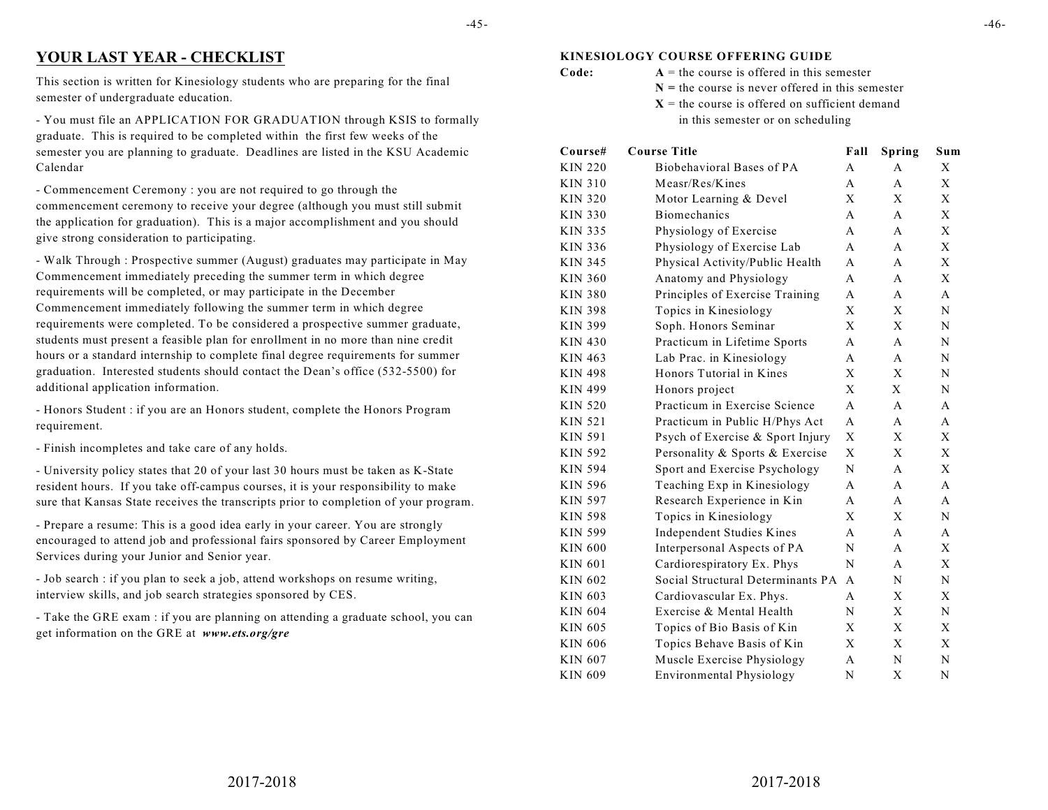## YOUR LAST YEAR - CHECKLIST

This section is written for Kinesiology students who are preparing for the final semester of undergraduate education.

- You must file an APPLICATION FOR GRADUATION through KSIS to formally graduate. This is required to be completed within the first few weeks of the semester you are planning to graduate. Deadlines are listed in the KSU Academic Calendar

- Commencement Ceremony : you are not required to go through the commencement ceremony to receive your degree (although you must still submit the application for graduation). This is a major accomplishment and you should give strong consideration to participating.

- Walk Through : Prospective summer (August) graduates may participate in May Commencement immediately preceding the summer term in which degree requirements will be completed, or may participate in the December Commencement immediately following the summer term in which degree requirements were completed. To be considered a prospective summer graduate, students must present a feasible plan for enrollment in no more than nine credit hours or a standard internship to complete final degree requirements for summer graduation. Interested students should contact the Dean's office (532-5500) for additional application information.

- Honors Student : if you are an Honors student, complete the Honors Program requirement.

- Finish incompletes and take care of any holds.

- University policy states that 20 of your last 30 hours must be taken as K-State resident hours. If you take off-campus courses, it is your responsibility to make sure that Kansas State receives the transcripts prior to completion of your program.

- Prepare a resume: This is a good idea early in your career. You are strongly encouraged to attend job and professional fairs sponsored by Career Employment Services during your Junior and Senior year.

- Job search : if you plan to seek a job, attend workshops on resume writing, interview skills, and job search strategies sponsored by CES.

- Take the GRE exam : if you are planning on attending a graduate school, you can get information on the GRE at ***www.ets.org/gre***

**KINESIOLOGY COURSE OFFERING GUIDE**

**Code:**
**A** = the course is offered in this semester
**N** = the course is never offered in this semester
**X** = the course is offered on sufficient demand in this semester or on scheduling

| Course# | Course Title | Fall | Spring | Sum |
|---|---|---|---|---|
| KIN 220 | Biobehavioral Bases of PA | A | A | X |
| KIN 310 | Measr/Res/Kines | A | A | X |
| KIN 320 | Motor Learning & Devel | X | X | X |
| KIN 330 | Biomechanics | A | A | X |
| KIN 335 | Physiology of Exercise | A | A | X |
| KIN 336 | Physiology of Exercise Lab | A | A | X |
| KIN 345 | Physical Activity/Public Health | A | A | X |
| KIN 360 | Anatomy and Physiology | A | A | X |
| KIN 380 | Principles of Exercise Training | A | A | A |
| KIN 398 | Topics in Kinesiology | X | X | N |
| KIN 399 | Soph. Honors Seminar | X | X | N |
| KIN 430 | Practicum in Lifetime Sports | A | A | N |
| KIN 463 | Lab Prac. in Kinesiology | A | A | N |
| KIN 498 | Honors Tutorial in Kines | X | X | N |
| KIN 499 | Honors project | X | X | N |
| KIN 520 | Practicum in Exercise Science | A | A | A |
| KIN 521 | Practicum in Public H/Phys Act | A | A | A |
| KIN 591 | Psych of Exercise & Sport Injury | X | X | X |
| KIN 592 | Personality & Sports & Exercise | X | X | X |
| KIN 594 | Sport and Exercise Psychology | N | A | X |
| KIN 596 | Teaching Exp in Kinesiology | A | A | A |
| KIN 597 | Research Experience in Kin | A | A | A |
| KIN 598 | Topics in Kinesiology | X | X | N |
| KIN 599 | Independent Studies Kines | A | A | A |
| KIN 600 | Interpersonal Aspects of PA | N | A | X |
| KIN 601 | Cardiorespiratory Ex. Phys | N | A | X |
| KIN 602 | Social Structural Determinants PA | A | N | N |
| KIN 603 | Cardiovascular Ex. Phys. | A | X | X |
| KIN 604 | Exercise & Mental Health | N | X | N |
| KIN 605 | Topics of Bio Basis of Kin | X | X | X |
| KIN 606 | Topics Behave Basis of Kin | X | X | X |
| KIN 607 | Muscle Exercise Physiology | A | N | N |
| KIN 609 | Environmental Physiology | N | X | N |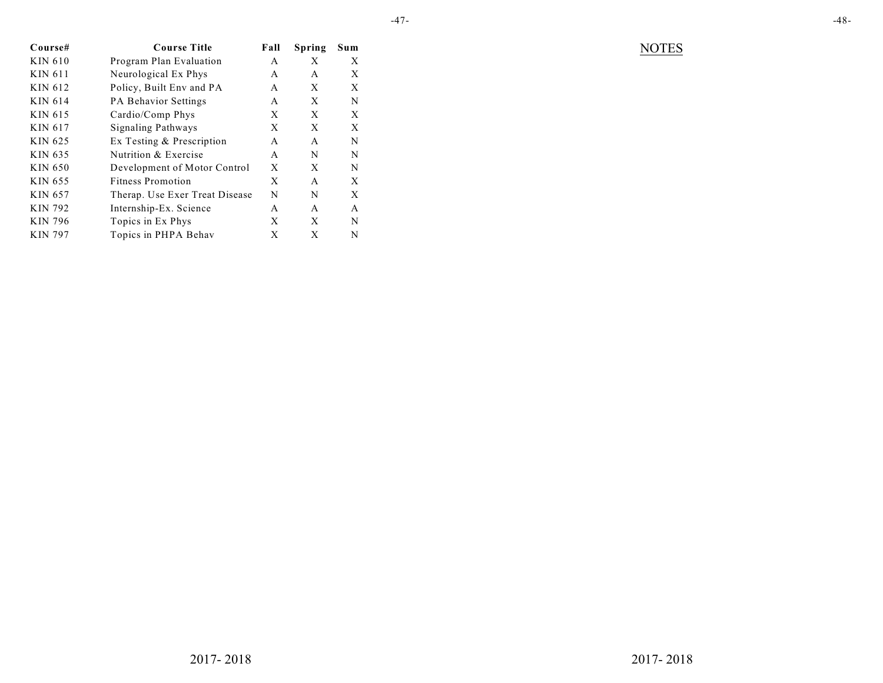| Course# | Course Title | Fall | Spring | Sum |
|---|---|---|---|---|
| KIN 610 | Program Plan Evaluation | A | X | X |
| KIN 611 | Neurological Ex Phys | A | A | X |
| KIN 612 | Policy, Built Env and PA | A | X | X |
| KIN 614 | PA Behavior Settings | A | X | N |
| KIN 615 | Cardio/Comp Phys | X | X | X |
| KIN 617 | Signaling Pathways | X | X | X |
| KIN 625 | Ex Testing & Prescription | A | A | N |
| KIN 635 | Nutrition & Exercise | A | N | N |
| KIN 650 | Development of Motor Control | X | X | N |
| KIN 655 | Fitness Promotion | X | A | X |
| KIN 657 | Therap. Use Exer Treat Disease | N | N | X |
| KIN 792 | Internship-Ex. Science | A | A | A |
| KIN 796 | Topics in Ex Phys | X | X | N |
| KIN 797 | Topics in PHPA Behav | X | X | N |

NOTES